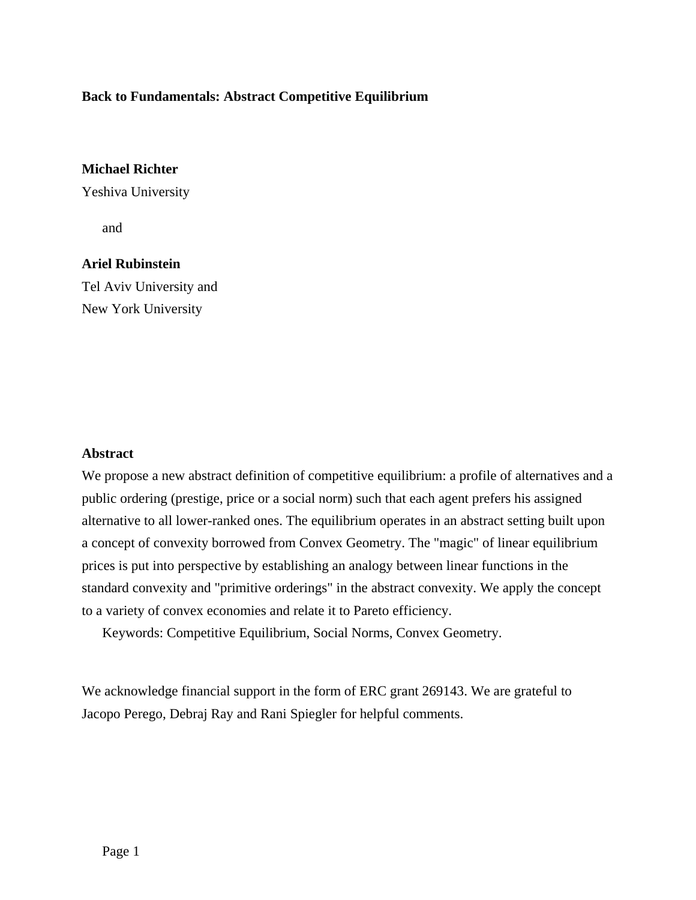# Back to Fundamentals: Abstract Competitive Equilibrium

**Michael Richter**
Yeshiva University

and

**Ariel Rubinstein**
Tel Aviv University and
New York University

## Abstract

We propose a new abstract definition of competitive equilibrium: a profile of alternatives and a public ordering (prestige, price or a social norm) such that each agent prefers his assigned alternative to all lower-ranked ones. The equilibrium operates in an abstract setting built upon a concept of convexity borrowed from Convex Geometry. The "magic" of linear equilibrium prices is put into perspective by establishing an analogy between linear functions in the standard convexity and "primitive orderings" in the abstract convexity. We apply the concept to a variety of convex economies and relate it to Pareto efficiency.

Keywords: Competitive Equilibrium, Social Norms, Convex Geometry.

We acknowledge financial support in the form of ERC grant 269143. We are grateful to Jacopo Perego, Debraj Ray and Rani Spiegler for helpful comments.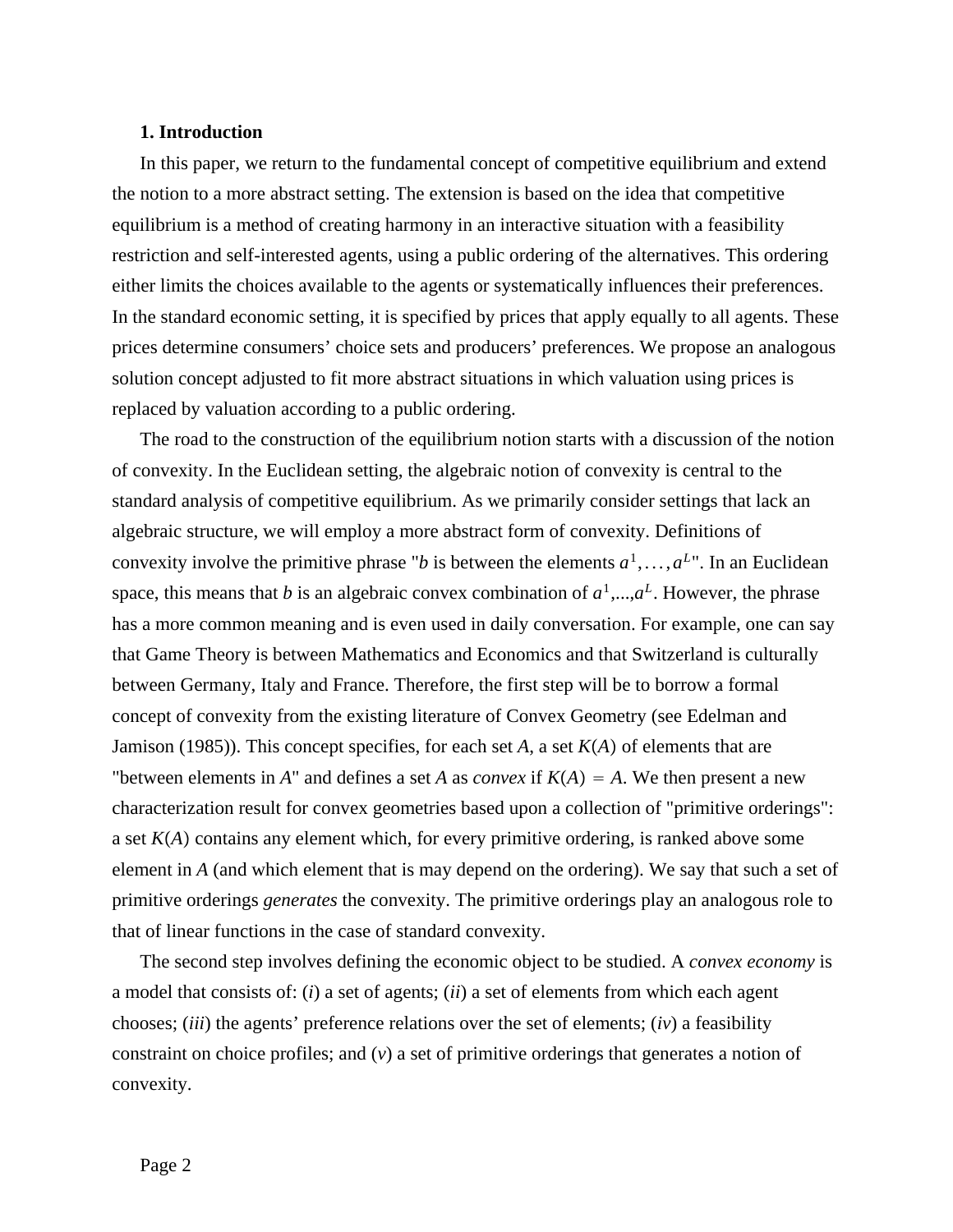## 1. Introduction

In this paper, we return to the fundamental concept of competitive equilibrium and extend the notion to a more abstract setting. The extension is based on the idea that competitive equilibrium is a method of creating harmony in an interactive situation with a feasibility restriction and self-interested agents, using a public ordering of the alternatives. This ordering either limits the choices available to the agents or systematically influences their preferences. In the standard economic setting, it is specified by prices that apply equally to all agents. These prices determine consumers' choice sets and producers' preferences. We propose an analogous solution concept adjusted to fit more abstract situations in which valuation using prices is replaced by valuation according to a public ordering.

The road to the construction of the equilibrium notion starts with a discussion of the notion of convexity. In the Euclidean setting, the algebraic notion of convexity is central to the standard analysis of competitive equilibrium. As we primarily consider settings that lack an algebraic structure, we will employ a more abstract form of convexity. Definitions of convexity involve the primitive phrase "$b$ is between the elements $a^1, \ldots, a^L$". In an Euclidean space, this means that $b$ is an algebraic convex combination of $a^1$,...,$a^L$. However, the phrase has a more common meaning and is even used in daily conversation. For example, one can say that Game Theory is between Mathematics and Economics and that Switzerland is culturally between Germany, Italy and France. Therefore, the first step will be to borrow a formal concept of convexity from the existing literature of Convex Geometry (see Edelman and Jamison (1985)). This concept specifies, for each set $A$, a set $K(A)$ of elements that are "between elements in $A$" and defines a set $A$ as *convex* if $K(A) = A$. We then present a new characterization result for convex geometries based upon a collection of "primitive orderings": a set $K(A)$ contains any element which, for every primitive ordering, is ranked above some element in $A$ (and which element that is may depend on the ordering). We say that such a set of primitive orderings *generates* the convexity. The primitive orderings play an analogous role to that of linear functions in the case of standard convexity.

The second step involves defining the economic object to be studied. A *convex economy* is a model that consists of: (*i*) a set of agents; (*ii*) a set of elements from which each agent chooses; (*iii*) the agents' preference relations over the set of elements; (*iv*) a feasibility constraint on choice profiles; and (*v*) a set of primitive orderings that generates a notion of convexity.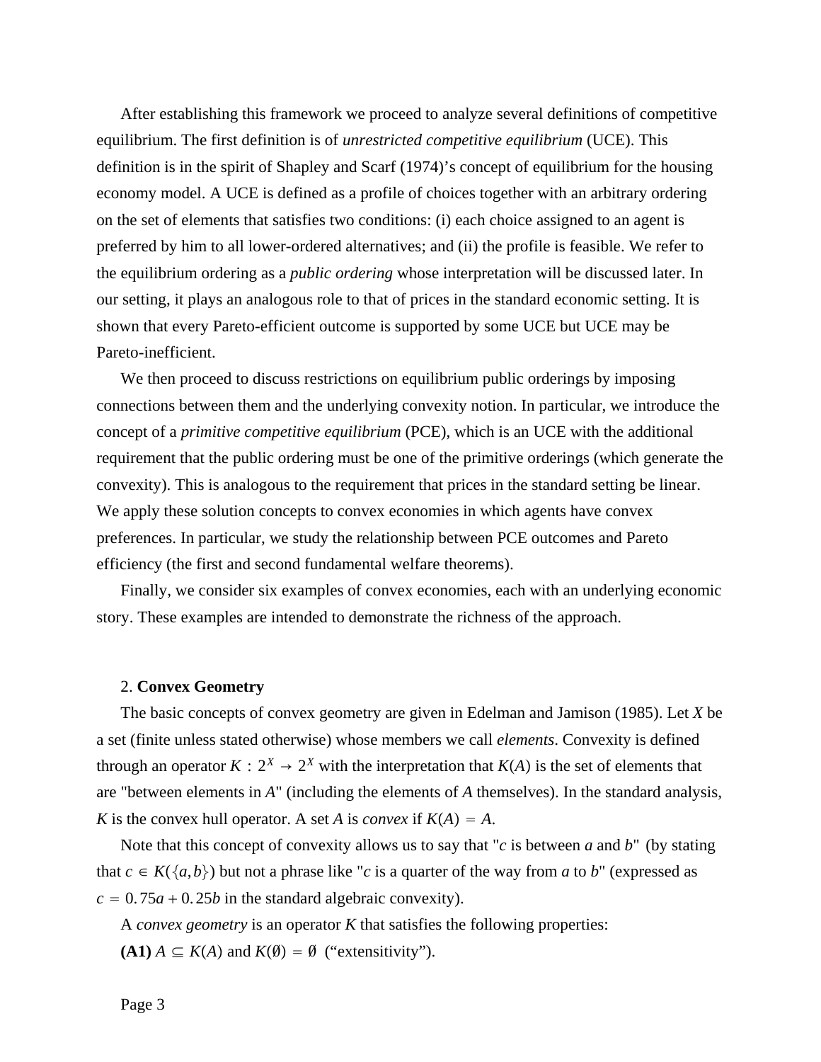After establishing this framework we proceed to analyze several definitions of competitive equilibrium. The first definition is of *unrestricted competitive equilibrium* (UCE). This definition is in the spirit of Shapley and Scarf (1974)'s concept of equilibrium for the housing economy model. A UCE is defined as a profile of choices together with an arbitrary ordering on the set of elements that satisfies two conditions: (i) each choice assigned to an agent is preferred by him to all lower-ordered alternatives; and (ii) the profile is feasible. We refer to the equilibrium ordering as a *public ordering* whose interpretation will be discussed later. In our setting, it plays an analogous role to that of prices in the standard economic setting. It is shown that every Pareto-efficient outcome is supported by some UCE but UCE may be Pareto-inefficient.

We then proceed to discuss restrictions on equilibrium public orderings by imposing connections between them and the underlying convexity notion. In particular, we introduce the concept of a *primitive competitive equilibrium* (PCE), which is an UCE with the additional requirement that the public ordering must be one of the primitive orderings (which generate the convexity). This is analogous to the requirement that prices in the standard setting be linear. We apply these solution concepts to convex economies in which agents have convex preferences. In particular, we study the relationship between PCE outcomes and Pareto efficiency (the first and second fundamental welfare theorems).

Finally, we consider six examples of convex economies, each with an underlying economic story. These examples are intended to demonstrate the richness of the approach.

## 2. **Convex Geometry**

The basic concepts of convex geometry are given in Edelman and Jamison (1985). Let $X$ be a set (finite unless stated otherwise) whose members we call *elements*. Convexity is defined through an operator $K : 2^X \rightarrow 2^X$ with the interpretation that $K(A)$ is the set of elements that are "between elements in $A$" (including the elements of $A$ themselves). In the standard analysis, $K$ is the convex hull operator. A set $A$ is *convex* if $K(A) = A$.

Note that this concept of convexity allows us to say that "$c$ is between $a$ and $b$" (by stating that $c \in K(\{a,b\})$) but not a phrase like "$c$ is a quarter of the way from $a$ to $b$" (expressed as $c = 0.75a + 0.25b$ in the standard algebraic convexity).

A *convex geometry* is an operator $K$ that satisfies the following properties:

**(A1)** $A \subseteq K(A)$ and $K(\emptyset) = \emptyset$ ("extensitivity").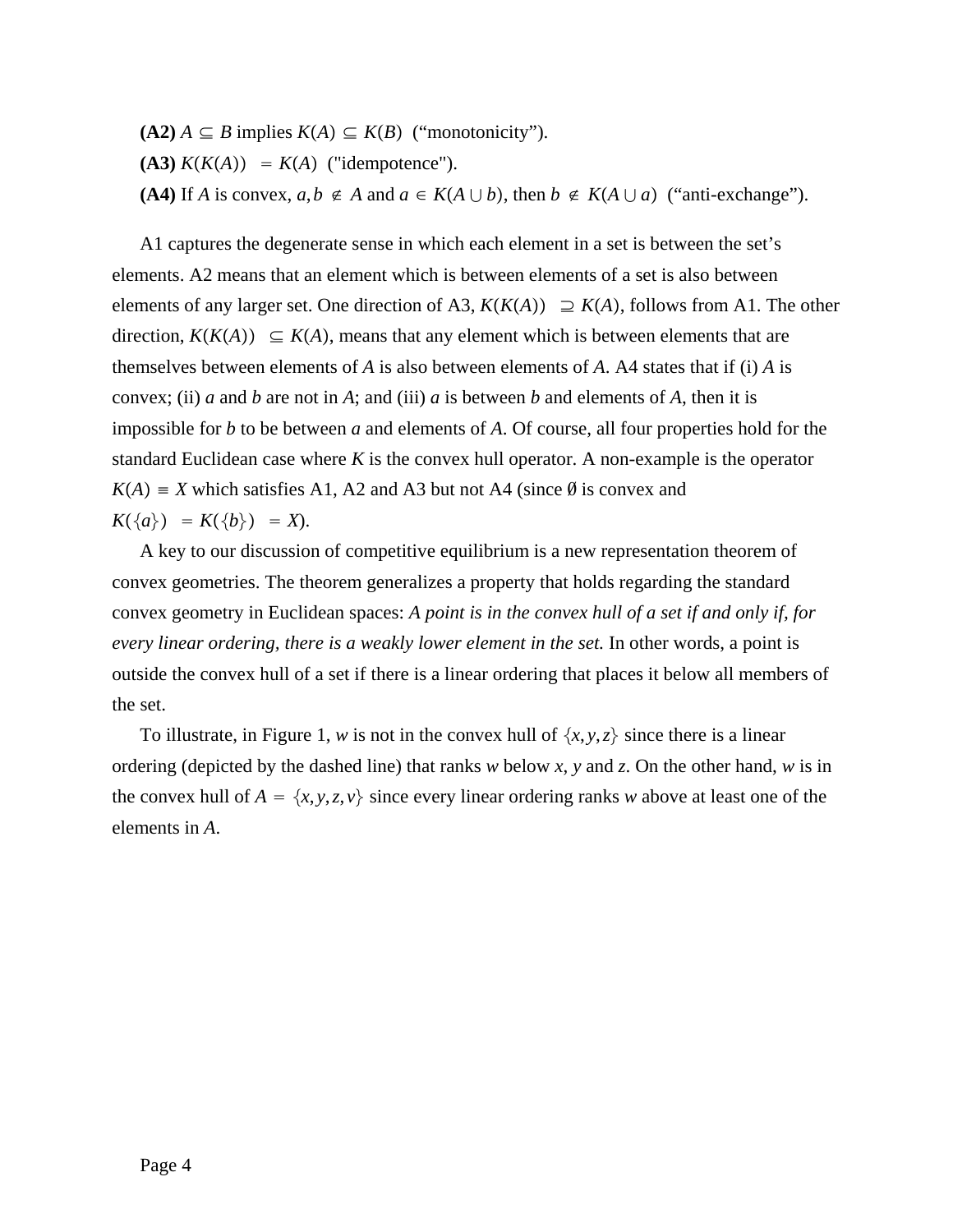**(A2)** $A \subseteq B$ implies $K(A) \subseteq K(B)$ ("monotonicity").

**(A3)** $K(K(A)) = K(A)$ ("idempotence").

**(A4)** If $A$ is convex, $a, b \notin A$ and $a \in K(A \cup b)$, then $b \notin K(A \cup a)$ ("anti-exchange").

A1 captures the degenerate sense in which each element in a set is between the set's elements. A2 means that an element which is between elements of a set is also between elements of any larger set. One direction of A3, $K(K(A)) \supseteq K(A)$, follows from A1. The other direction, $K(K(A)) \subseteq K(A)$, means that any element which is between elements that are themselves between elements of $A$ is also between elements of $A$. A4 states that if (i) $A$ is convex; (ii) $a$ and $b$ are not in $A$; and (iii) $a$ is between $b$ and elements of $A$, then it is impossible for $b$ to be between $a$ and elements of $A$. Of course, all four properties hold for the standard Euclidean case where $K$ is the convex hull operator. A non-example is the operator $K(A) \equiv X$ which satisfies A1, A2 and A3 but not A4 (since $\emptyset$ is convex and $K(\{a\}) = K(\{b\}) = X$).

A key to our discussion of competitive equilibrium is a new representation theorem of convex geometries. The theorem generalizes a property that holds regarding the standard convex geometry in Euclidean spaces: *A point is in the convex hull of a set if and only if, for every linear ordering, there is a weakly lower element in the set.* In other words, a point is outside the convex hull of a set if there is a linear ordering that places it below all members of the set.

To illustrate, in Figure 1, $w$ is not in the convex hull of $\{x, y, z\}$ since there is a linear ordering (depicted by the dashed line) that ranks $w$ below $x$, $y$ and $z$. On the other hand, $w$ is in the convex hull of $A = \{x, y, z, v\}$ since every linear ordering ranks $w$ above at least one of the elements in $A$.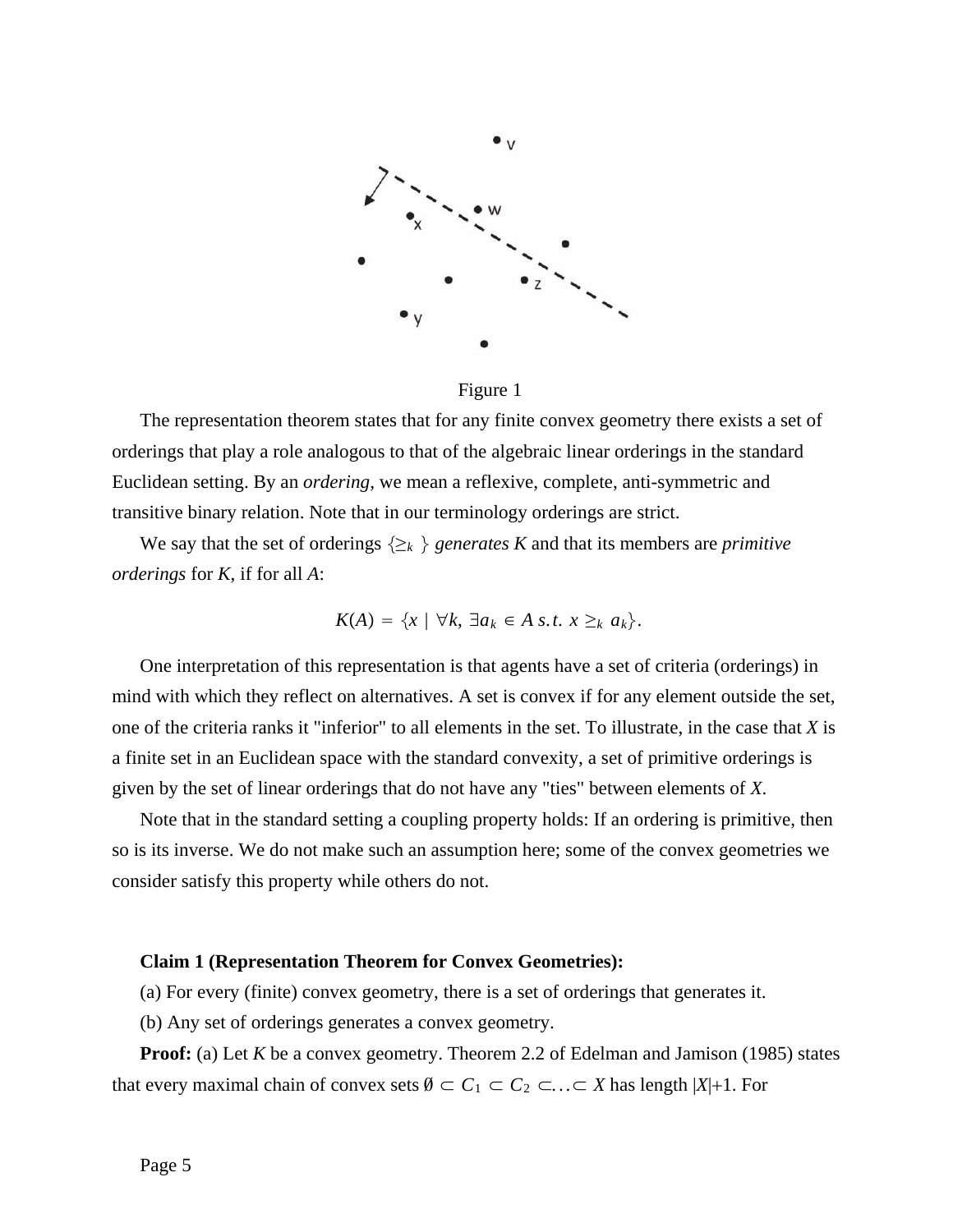Figure 1

The representation theorem states that for any finite convex geometry there exists a set of orderings that play a role analogous to that of the algebraic linear orderings in the standard Euclidean setting. By an *ordering,* we mean a reflexive, complete, anti-symmetric and transitive binary relation. Note that in our terminology orderings are strict.

We say that the set of orderings $\{\geq_k\}$ *generates* $K$ and that its members are *primitive orderings* for $K$, if for all $A$:

$$K(A) = \{x \mid \forall k, \exists a_k \in A \; s.t. \; x \geq_k a_k\}.$$

One interpretation of this representation is that agents have a set of criteria (orderings) in mind with which they reflect on alternatives. A set is convex if for any element outside the set, one of the criteria ranks it "inferior" to all elements in the set. To illustrate, in the case that $X$ is a finite set in an Euclidean space with the standard convexity, a set of primitive orderings is given by the set of linear orderings that do not have any "ties" between elements of $X$.

Note that in the standard setting a coupling property holds: If an ordering is primitive, then so is its inverse. We do not make such an assumption here; some of the convex geometries we consider satisfy this property while others do not.

**Claim 1 (Representation Theorem for Convex Geometries):**

(a) For every (finite) convex geometry, there is a set of orderings that generates it.

(b) Any set of orderings generates a convex geometry.

**Proof:** (a) Let $K$ be a convex geometry. Theorem 2.2 of Edelman and Jamison (1985) states that every maximal chain of convex sets $\emptyset \subset C_1 \subset C_2 \subset \ldots \subset X$ has length $|X|+1$. For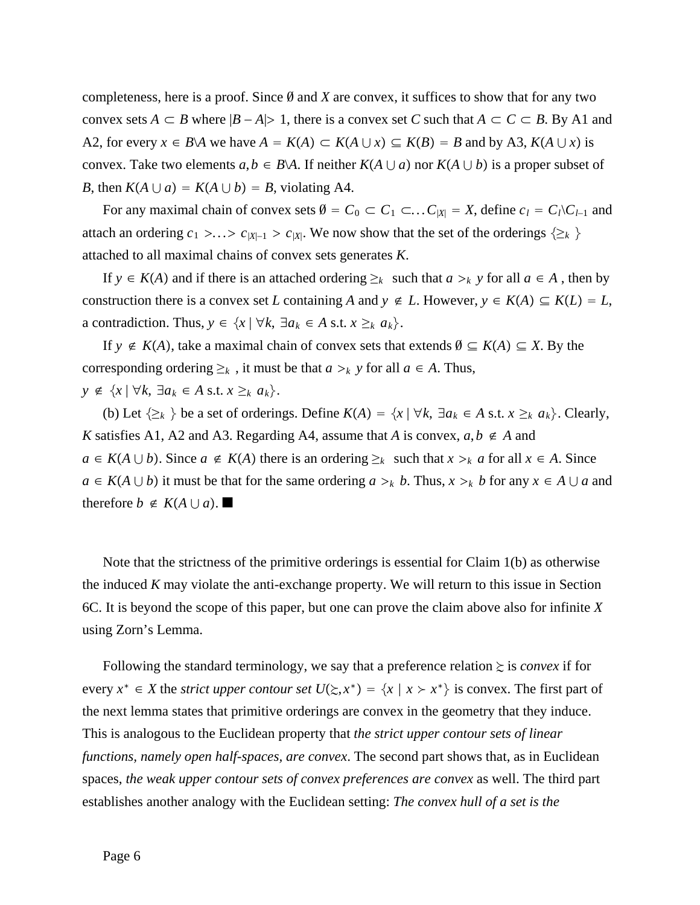completeness, here is a proof. Since $\emptyset$ and $X$ are convex, it suffices to show that for any two convex sets $A \subset B$ where $|B - A| > 1$, there is a convex set $C$ such that $A \subset C \subset B$. By A1 and A2, for every $x \in B \backslash A$ we have $A = K(A) \subset K(A \cup x) \subseteq K(B) = B$ and by A3, $K(A \cup x)$ is convex. Take two elements $a, b \in B \backslash A$. If neither $K(A \cup a)$ nor $K(A \cup b)$ is a proper subset of $B$, then $K(A \cup a) = K(A \cup b) = B$, violating A4.

For any maximal chain of convex sets $\emptyset = C_0 \subset C_1 \subset \ldots C_{|X|} = X$, define $c_l = C_l \backslash C_{l-1}$ and attach an ordering $c_1 > \ldots > c_{|X|-1} > c_{|X|}$. We now show that the set of the orderings $\{\geq_k\}$ attached to all maximal chains of convex sets generates $K$.

If $y \in K(A)$ and if there is an attached ordering $\geq_k$ such that $a >_k y$ for all $a \in A$, then by construction there is a convex set $L$ containing $A$ and $y \notin L$. However, $y \in K(A) \subseteq K(L) = L$, a contradiction. Thus, $y \in \{x \mid \forall k, \exists a_k \in A \text{ s.t. } x \geq_k a_k\}$.

If $y \notin K(A)$, take a maximal chain of convex sets that extends $\emptyset \subseteq K(A) \subseteq X$. By the corresponding ordering $\geq_k$, it must be that $a >_k y$ for all $a \in A$. Thus, $y \notin \{x \mid \forall k, \exists a_k \in A \text{ s.t. } x \geq_k a_k\}$.

(b) Let $\{\geq_k\}$ be a set of orderings. Define $K(A) = \{x \mid \forall k, \exists a_k \in A \text{ s.t. } x \geq_k a_k\}$. Clearly, $K$ satisfies A1, A2 and A3. Regarding A4, assume that $A$ is convex, $a, b \notin A$ and $a \in K(A \cup b)$. Since $a \notin K(A)$ there is an ordering $\geq_k$ such that $x >_k a$ for all $x \in A$. Since $a \in K(A \cup b)$ it must be that for the same ordering $a >_k b$. Thus, $x >_k b$ for any $x \in A \cup a$ and therefore $b \notin K(A \cup a)$. ■

Note that the strictness of the primitive orderings is essential for Claim 1(b) as otherwise the induced $K$ may violate the anti-exchange property. We will return to this issue in Section 6C. It is beyond the scope of this paper, but one can prove the claim above also for infinite $X$ using Zorn's Lemma.

Following the standard terminology, we say that a preference relation $\succsim$ is *convex* if for every $x^* \in X$ the *strict upper contour set* $U(\succsim, x^*) = \{x \mid x \succ x^*\}$ is convex. The first part of the next lemma states that primitive orderings are convex in the geometry that they induce. This is analogous to the Euclidean property that *the strict upper contour sets of linear functions, namely open half-spaces, are convex*. The second part shows that, as in Euclidean spaces, *the weak upper contour sets of convex preferences are convex* as well. The third part establishes another analogy with the Euclidean setting: *The convex hull of a set is the*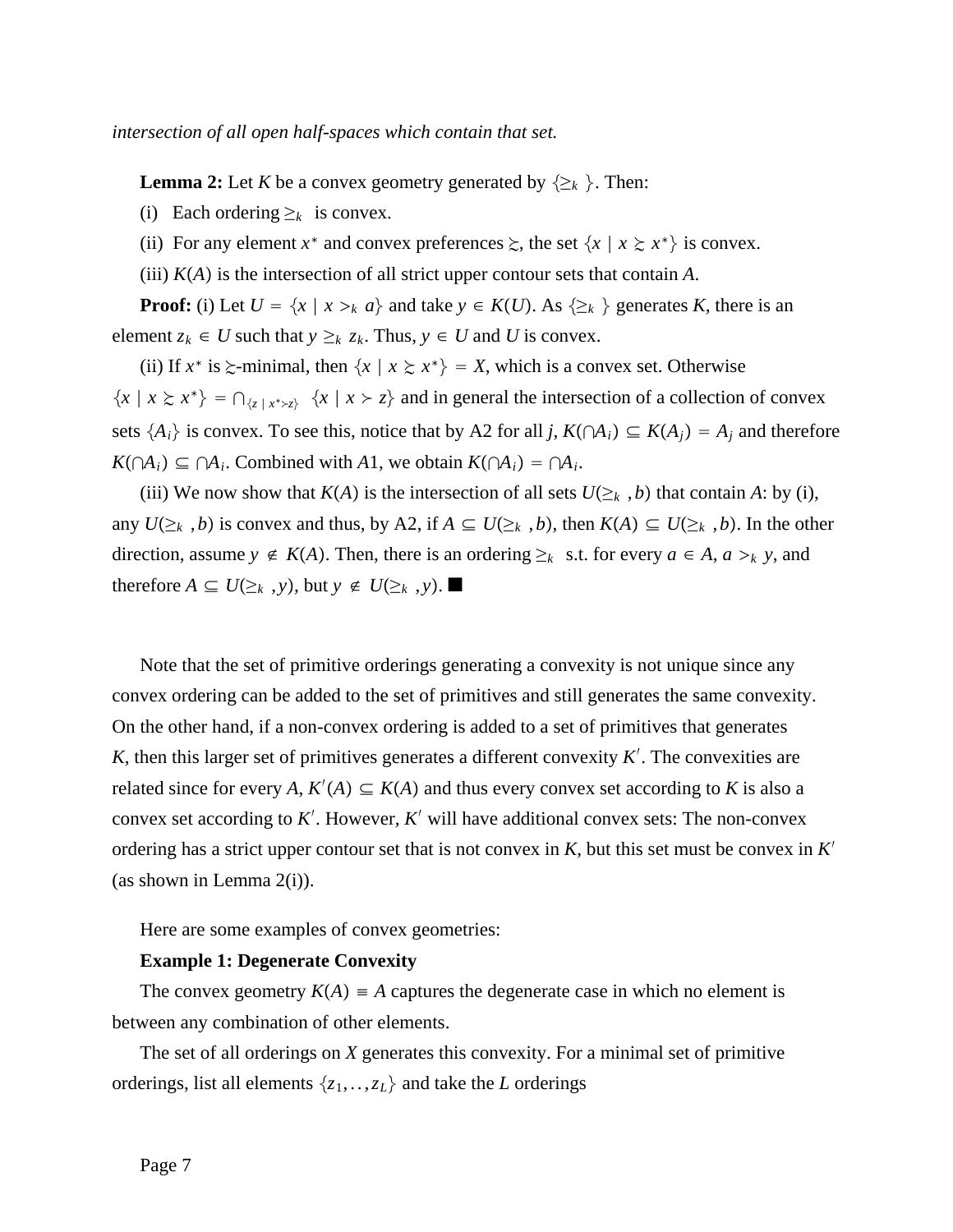*intersection of all open half-spaces which contain that set.*

**Lemma 2:** Let $K$ be a convex geometry generated by $\{\geq_k\}$. Then:

(i) Each ordering $\geq_k$ is convex.

(ii) For any element $x^*$ and convex preferences $\succsim$, the set $\{x \mid x \succsim x^*\}$ is convex.

(iii) $K(A)$ is the intersection of all strict upper contour sets that contain $A$.

**Proof:** (i) Let $U = \{x \mid x >_k a\}$ and take $y \in K(U)$. As $\{\geq_k\}$ generates $K$, there is an element $z_k \in U$ such that $y \geq_k z_k$. Thus, $y \in U$ and $U$ is convex.

(ii) If $x^*$ is $\succsim$-minimal, then $\{x \mid x \succsim x^*\} = X$, which is a convex set. Otherwise $\{x \mid x \succsim x^*\} = \cap_{\{z \mid x^* \succ z\}} \{x \mid x \succ z\}$ and in general the intersection of a collection of convex sets $\{A_i\}$ is convex. To see this, notice that by A2 for all $j$, $K(\cap A_i) \subseteq K(A_j) = A_j$ and therefore $K(\cap A_i) \subseteq \cap A_i$. Combined with $A1$, we obtain $K(\cap A_i) = \cap A_i$.

(iii) We now show that $K(A)$ is the intersection of all sets $U(\geq_k, b)$ that contain $A$: by (i), any $U(\geq_k, b)$ is convex and thus, by A2, if $A \subseteq U(\geq_k, b)$, then $K(A) \subseteq U(\geq_k, b)$. In the other direction, assume $y \notin K(A)$. Then, there is an ordering $\geq_k$ s.t. for every $a \in A$, $a >_k y$, and therefore $A \subseteq U(\geq_k, y)$, but $y \notin U(\geq_k, y)$. ■

Note that the set of primitive orderings generating a convexity is not unique since any convex ordering can be added to the set of primitives and still generates the same convexity. On the other hand, if a non-convex ordering is added to a set of primitives that generates $K$, then this larger set of primitives generates a different convexity $K'$. The convexities are related since for every $A$, $K'(A) \subseteq K(A)$ and thus every convex set according to $K$ is also a convex set according to $K'$. However, $K'$ will have additional convex sets: The non-convex ordering has a strict upper contour set that is not convex in $K$, but this set must be convex in $K'$ (as shown in Lemma 2(i)).

Here are some examples of convex geometries:

**Example 1: Degenerate Convexity**

The convex geometry $K(A) \equiv A$ captures the degenerate case in which no element is between any combination of other elements.

The set of all orderings on $X$ generates this convexity. For a minimal set of primitive orderings, list all elements $\{z_1, \ldots, z_L\}$ and take the $L$ orderings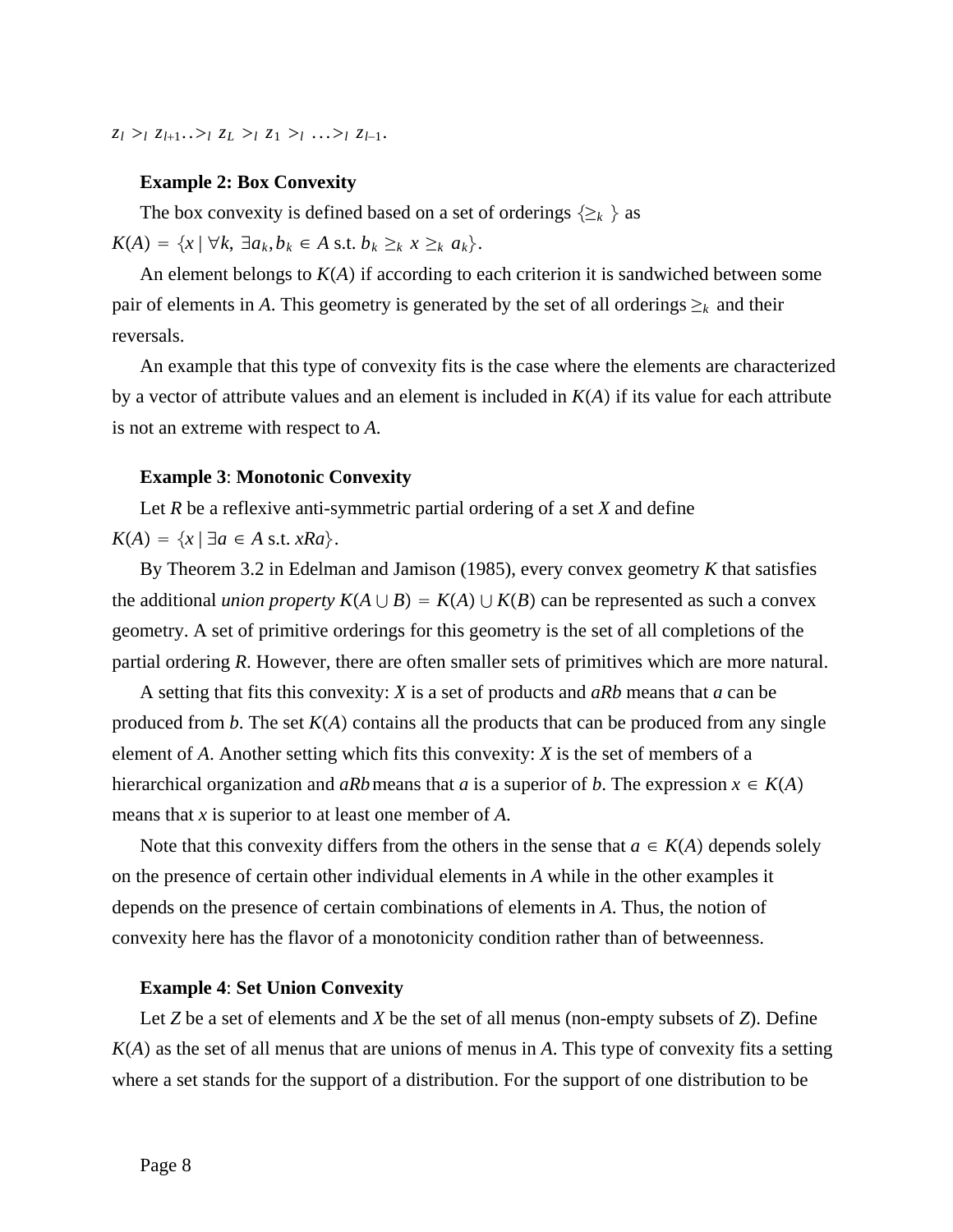$z_l >_l z_{l+1} .. >_l z_L >_l z_1 >_l \ldots >_l z_{l-1}$.

**Example 2: Box Convexity**

The box convexity is defined based on a set of orderings $\{\geq_k\}$ as $K(A) = \{x \mid \forall k, \exists a_k, b_k \in A \text{ s.t. } b_k \geq_k x \geq_k a_k\}$.

An element belongs to $K(A)$ if according to each criterion it is sandwiched between some pair of elements in $A$. This geometry is generated by the set of all orderings $\geq_k$ and their reversals.

An example that this type of convexity fits is the case where the elements are characterized by a vector of attribute values and an element is included in $K(A)$ if its value for each attribute is not an extreme with respect to $A$.

**Example 3**: **Monotonic Convexity**

Let $R$ be a reflexive anti-symmetric partial ordering of a set $X$ and define $K(A) = \{x \mid \exists a \in A \text{ s.t. } xRa\}$.

By Theorem 3.2 in Edelman and Jamison (1985), every convex geometry $K$ that satisfies the additional *union property* $K(A \cup B) = K(A) \cup K(B)$ can be represented as such a convex geometry. A set of primitive orderings for this geometry is the set of all completions of the partial ordering $R$. However, there are often smaller sets of primitives which are more natural.

A setting that fits this convexity: $X$ is a set of products and $aRb$ means that $a$ can be produced from $b$. The set $K(A)$ contains all the products that can be produced from any single element of $A$. Another setting which fits this convexity: $X$ is the set of members of a hierarchical organization and $aRb$ means that $a$ is a superior of $b$. The expression $x \in K(A)$ means that $x$ is superior to at least one member of $A$.

Note that this convexity differs from the others in the sense that $a \in K(A)$ depends solely on the presence of certain other individual elements in $A$ while in the other examples it depends on the presence of certain combinations of elements in $A$. Thus, the notion of convexity here has the flavor of a monotonicity condition rather than of betweenness.

**Example 4**: **Set Union Convexity**

Let $Z$ be a set of elements and $X$ be the set of all menus (non-empty subsets of $Z$). Define $K(A)$ as the set of all menus that are unions of menus in $A$. This type of convexity fits a setting where a set stands for the support of a distribution. For the support of one distribution to be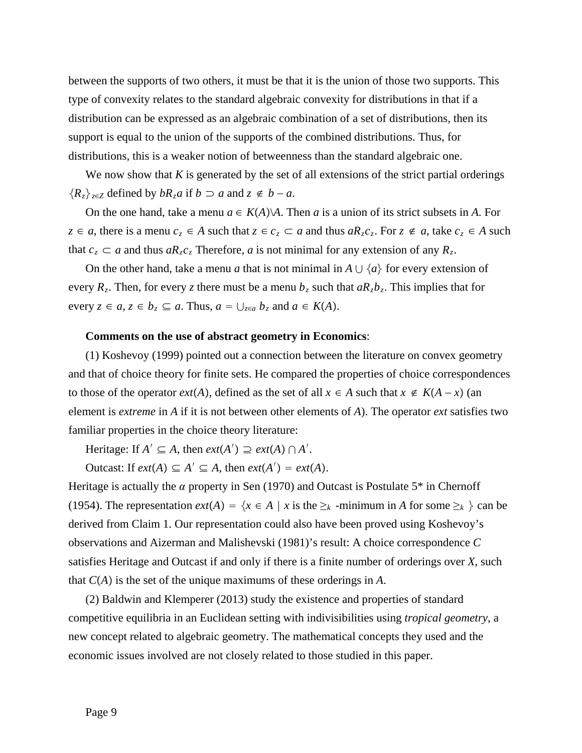between the supports of two others, it must be that it is the union of those two supports. This type of convexity relates to the standard algebraic convexity for distributions in that if a distribution can be expressed as an algebraic combination of a set of distributions, then its support is equal to the union of the supports of the combined distributions. Thus, for distributions, this is a weaker notion of betweenness than the standard algebraic one.

We now show that $K$ is generated by the set of all extensions of the strict partial orderings $\{R_z\}_{z \in Z}$ defined by $bR_z a$ if $b \supset a$ and $z \notin b - a$.

On the one hand, take a menu $a \in K(A) \backslash A$. Then $a$ is a union of its strict subsets in $A$. For $z \in a$, there is a menu $c_z \in A$ such that $z \in c_z \subset a$ and thus $aR_z c_z$. For $z \notin a$, take $c_z \in A$ such that $c_z \subset a$ and thus $aR_z c_z$ Therefore, $a$ is not minimal for any extension of any $R_z$.

On the other hand, take a menu $a$ that is not minimal in $A \cup \{a\}$ for every extension of every $R_z$. Then, for every $z$ there must be a menu $b_z$ such that $aR_z b_z$. This implies that for every $z \in a$, $z \in b_z \subseteq a$. Thus, $a = \cup_{z \in a} b_z$ and $a \in K(A)$.

**Comments on the use of abstract geometry in Economics**:

(1) Koshevoy (1999) pointed out a connection between the literature on convex geometry and that of choice theory for finite sets. He compared the properties of choice correspondences to those of the operator $ext(A)$, defined as the set of all $x \in A$ such that $x \notin K(A - x)$ (an element is *extreme* in $A$ if it is not between other elements of $A$). The operator *ext* satisfies two familiar properties in the choice theory literature:

Heritage: If $A' \subseteq A$, then $ext(A') \supseteq ext(A) \cap A'$.

Outcast: If $ext(A) \subseteq A' \subseteq A$, then $ext(A') = ext(A)$.

Heritage is actually the $\alpha$ property in Sen (1970) and Outcast is Postulate 5* in Chernoff (1954). The representation $ext(A) = \{x \in A \mid x \text{ is the } \geq_k \text{-minimum in } A \text{ for some } \geq_k\}$ can be derived from Claim 1. Our representation could also have been proved using Koshevoy's observations and Aizerman and Malishevski (1981)'s result: A choice correspondence $C$ satisfies Heritage and Outcast if and only if there is a finite number of orderings over $X$, such that $C(A)$ is the set of the unique maximums of these orderings in $A$.

(2) Baldwin and Klemperer (2013) study the existence and properties of standard competitive equilibria in an Euclidean setting with indivisibilities using *tropical geometry*, a new concept related to algebraic geometry. The mathematical concepts they used and the economic issues involved are not closely related to those studied in this paper.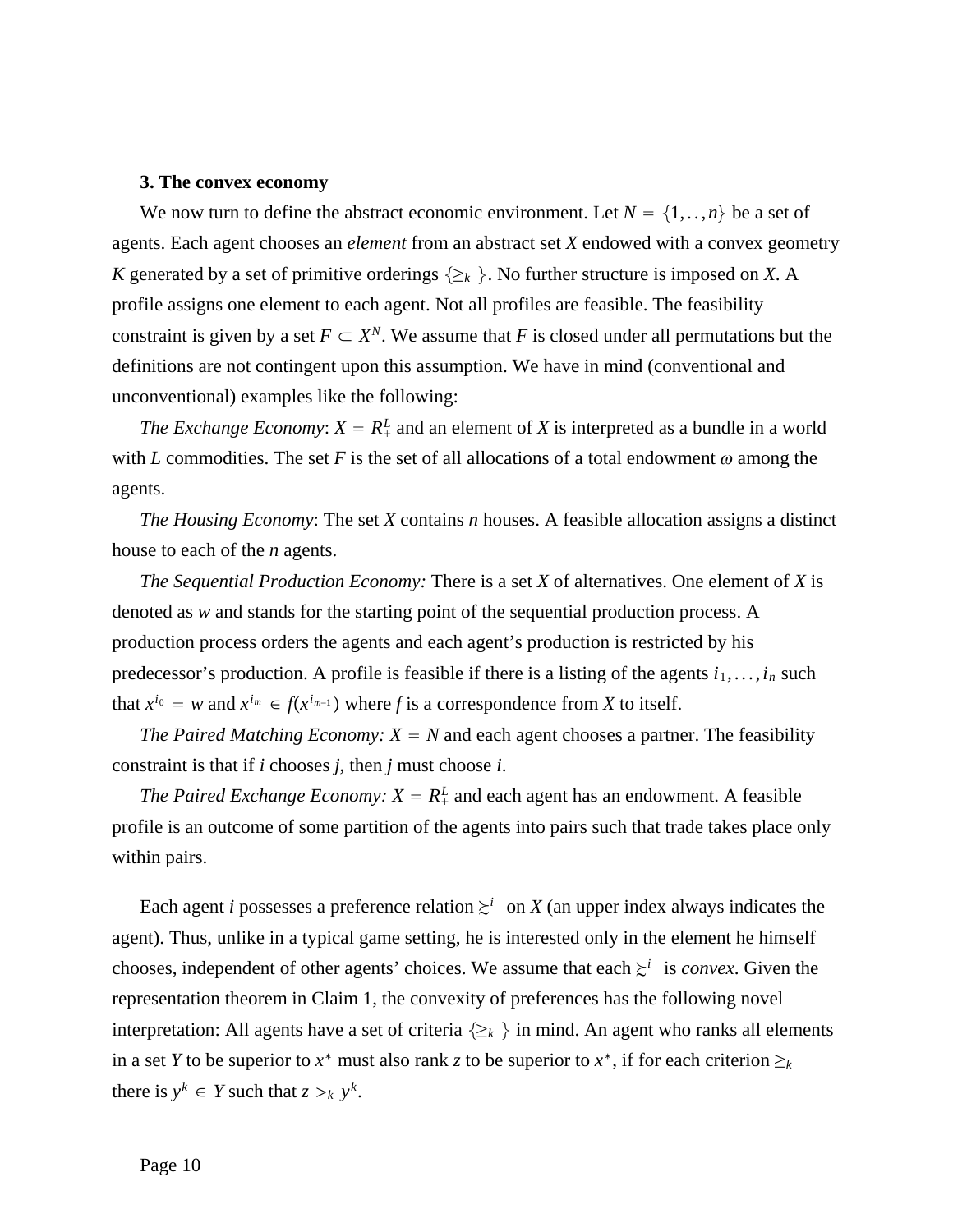### 3. The convex economy

We now turn to define the abstract economic environment. Let $N = \{1,..,n\}$ be a set of agents. Each agent chooses an *element* from an abstract set $X$ endowed with a convex geometry $K$ generated by a set of primitive orderings $\{\geq_k\}$. No further structure is imposed on $X$. A profile assigns one element to each agent. Not all profiles are feasible. The feasibility constraint is given by a set $F \subset X^N$. We assume that $F$ is closed under all permutations but the definitions are not contingent upon this assumption. We have in mind (conventional and unconventional) examples like the following:

*The Exchange Economy*: $X = R^L_+$ and an element of $X$ is interpreted as a bundle in a world with $L$ commodities. The set $F$ is the set of all allocations of a total endowment $\omega$ among the agents.

*The Housing Economy*: The set $X$ contains $n$ houses. A feasible allocation assigns a distinct house to each of the $n$ agents.

*The Sequential Production Economy:* There is a set $X$ of alternatives. One element of $X$ is denoted as $w$ and stands for the starting point of the sequential production process. A production process orders the agents and each agent's production is restricted by his predecessor's production. A profile is feasible if there is a listing of the agents $i_1,\ldots,i_n$ such that $x^{i_0} = w$ and $x^{i_m} \in f(x^{i_{m-1}})$ where $f$ is a correspondence from $X$ to itself.

*The Paired Matching Economy:* $X = N$ and each agent chooses a partner. The feasibility constraint is that if $i$ chooses $j$, then $j$ must choose $i$.

*The Paired Exchange Economy:* $X = R^L_+$ and each agent has an endowment. A feasible profile is an outcome of some partition of the agents into pairs such that trade takes place only within pairs.

Each agent $i$ possesses a preference relation $\succsim^i$ on $X$ (an upper index always indicates the agent). Thus, unlike in a typical game setting, he is interested only in the element he himself chooses, independent of other agents' choices. We assume that each $\succsim^i$ is *convex*. Given the representation theorem in Claim 1, the convexity of preferences has the following novel interpretation: All agents have a set of criteria $\{\geq_k\}$ in mind. An agent who ranks all elements in a set $Y$ to be superior to $x^*$ must also rank $z$ to be superior to $x^*$, if for each criterion $\geq_k$ there is $y^k \in Y$ such that $z >_k y^k$.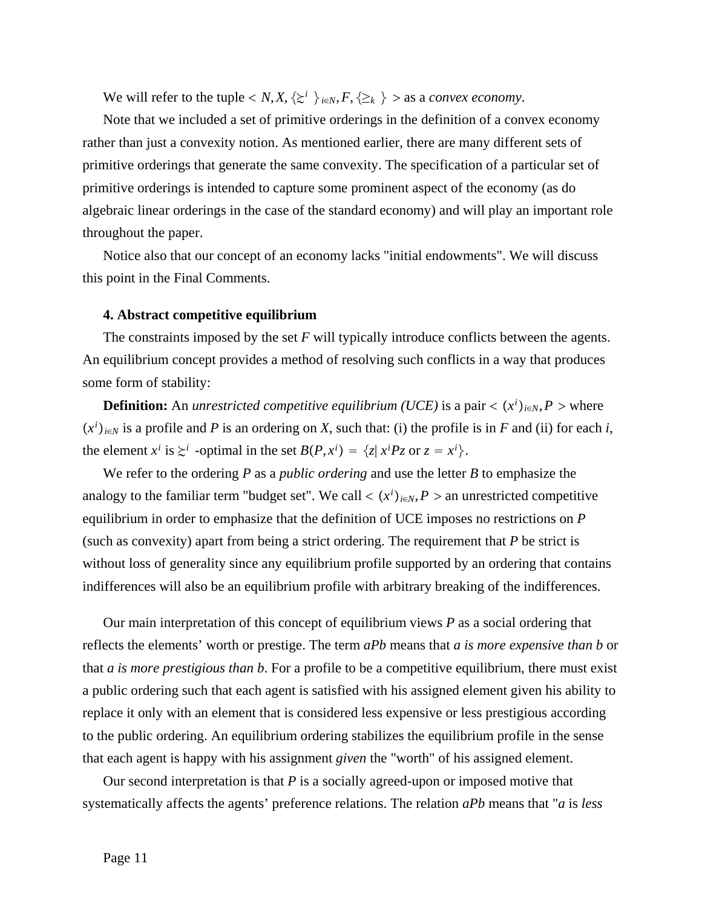We will refer to the tuple $< N, X, \{\succsim^i\}_{i \in N}, F, \{\geq_k\} >$ as a *convex economy*.

Note that we included a set of primitive orderings in the definition of a convex economy rather than just a convexity notion. As mentioned earlier, there are many different sets of primitive orderings that generate the same convexity. The specification of a particular set of primitive orderings is intended to capture some prominent aspect of the economy (as do algebraic linear orderings in the case of the standard economy) and will play an important role throughout the paper.

Notice also that our concept of an economy lacks "initial endowments". We will discuss this point in the Final Comments.

### 4. Abstract competitive equilibrium

The constraints imposed by the set $F$ will typically introduce conflicts between the agents. An equilibrium concept provides a method of resolving such conflicts in a way that produces some form of stability:

**Definition:** An *unrestricted competitive equilibrium (UCE)* is a pair $< (x^i)_{i \in N}, P >$ where $(x^i)_{i \in N}$ is a profile and $P$ is an ordering on $X$, such that: (i) the profile is in $F$ and (ii) for each $i$, the element $x^i$ is $\succsim^i$ -optimal in the set $B(P, x^i) = \{z | x^i P z \text{ or } z = x^i\}$.

We refer to the ordering $P$ as a *public ordering* and use the letter $B$ to emphasize the analogy to the familiar term "budget set". We call $< (x^i)_{i \in N}, P >$ an unrestricted competitive equilibrium in order to emphasize that the definition of UCE imposes no restrictions on $P$ (such as convexity) apart from being a strict ordering. The requirement that $P$ be strict is without loss of generality since any equilibrium profile supported by an ordering that contains indifferences will also be an equilibrium profile with arbitrary breaking of the indifferences.

Our main interpretation of this concept of equilibrium views $P$ as a social ordering that reflects the elements' worth or prestige. The term $aPb$ means that *a is more expensive than b* or that *a is more prestigious than b*. For a profile to be a competitive equilibrium, there must exist a public ordering such that each agent is satisfied with his assigned element given his ability to replace it only with an element that is considered less expensive or less prestigious according to the public ordering. An equilibrium ordering stabilizes the equilibrium profile in the sense that each agent is happy with his assignment *given* the "worth" of his assigned element.

Our second interpretation is that $P$ is a socially agreed-upon or imposed motive that systematically affects the agents' preference relations. The relation $aPb$ means that "*a* is *less*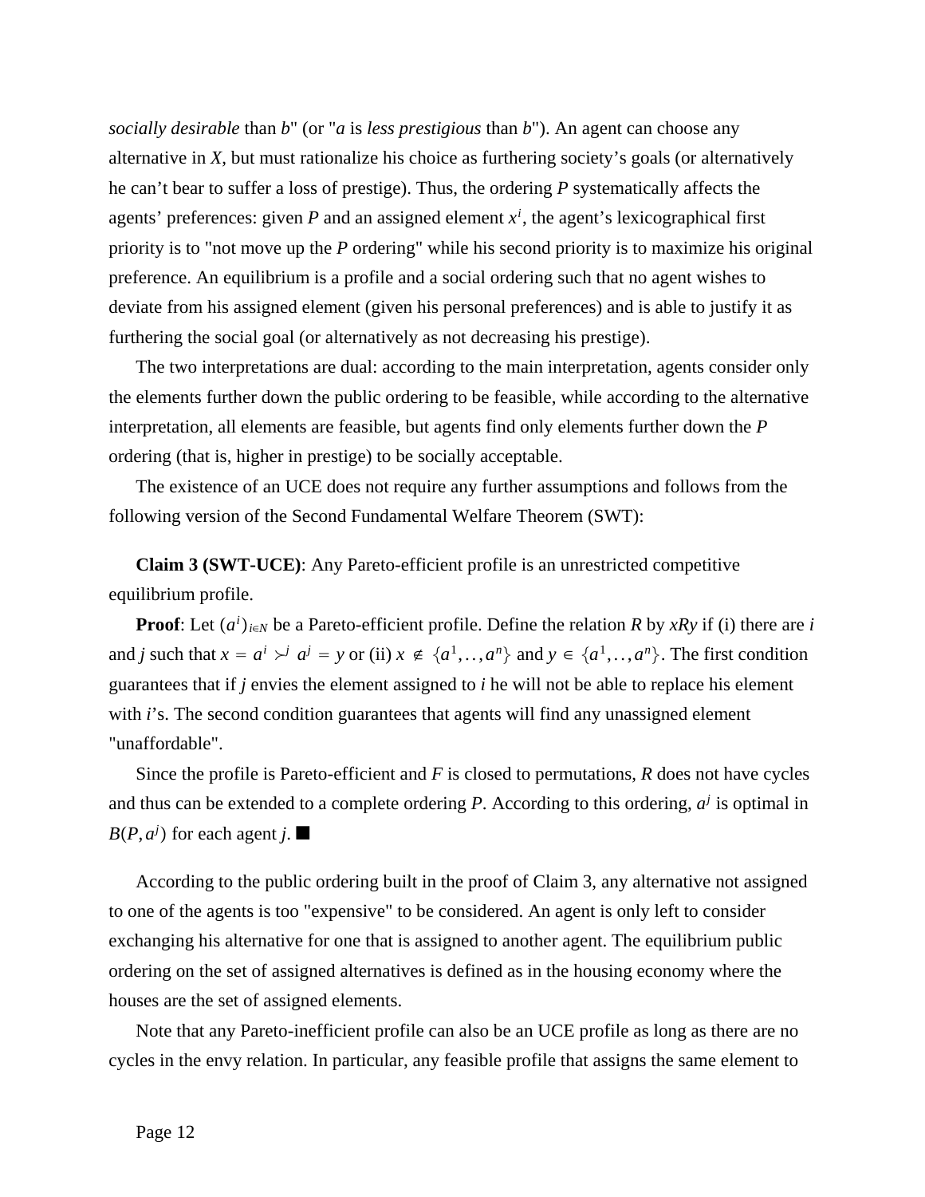*socially desirable* than *b*" (or "*a* is *less prestigious* than *b*"). An agent can choose any alternative in $X$, but must rationalize his choice as furthering society's goals (or alternatively he can't bear to suffer a loss of prestige). Thus, the ordering $P$ systematically affects the agents' preferences: given $P$ and an assigned element $x^i$, the agent's lexicographical first priority is to "not move up the $P$ ordering" while his second priority is to maximize his original preference. An equilibrium is a profile and a social ordering such that no agent wishes to deviate from his assigned element (given his personal preferences) and is able to justify it as furthering the social goal (or alternatively as not decreasing his prestige).

The two interpretations are dual: according to the main interpretation, agents consider only the elements further down the public ordering to be feasible, while according to the alternative interpretation, all elements are feasible, but agents find only elements further down the $P$ ordering (that is, higher in prestige) to be socially acceptable.

The existence of an UCE does not require any further assumptions and follows from the following version of the Second Fundamental Welfare Theorem (SWT):

**Claim 3 (SWT-UCE)**: Any Pareto-efficient profile is an unrestricted competitive equilibrium profile.

**Proof**: Let $(a^i)_{i \in N}$ be a Pareto-efficient profile. Define the relation $R$ by $xRy$ if (i) there are $i$ and $j$ such that $x = a^i \succ^j a^j = y$ or (ii) $x \notin \{a^1, \ldots, a^n\}$ and $y \in \{a^1, \ldots, a^n\}$. The first condition guarantees that if $j$ envies the element assigned to $i$ he will not be able to replace his element with $i$'s. The second condition guarantees that agents will find any unassigned element "unaffordable".

Since the profile is Pareto-efficient and $F$ is closed to permutations, $R$ does not have cycles and thus can be extended to a complete ordering $P$. According to this ordering, $a^j$ is optimal in $B(P, a^j)$ for each agent $j$. ■

According to the public ordering built in the proof of Claim 3, any alternative not assigned to one of the agents is too "expensive" to be considered. An agent is only left to consider exchanging his alternative for one that is assigned to another agent. The equilibrium public ordering on the set of assigned alternatives is defined as in the housing economy where the houses are the set of assigned elements.

Note that any Pareto-inefficient profile can also be an UCE profile as long as there are no cycles in the envy relation. In particular, any feasible profile that assigns the same element to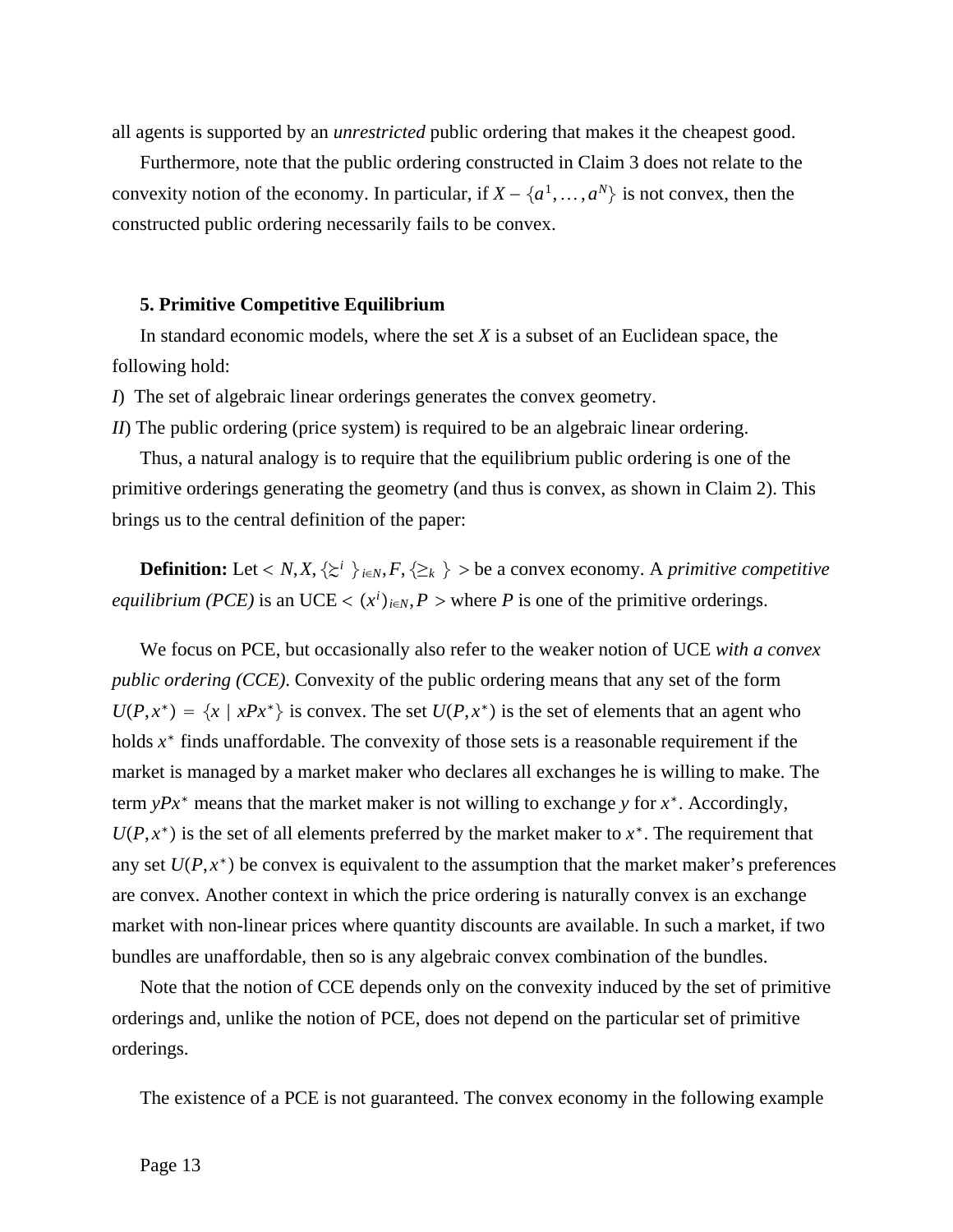all agents is supported by an *unrestricted* public ordering that makes it the cheapest good.

Furthermore, note that the public ordering constructed in Claim 3 does not relate to the convexity notion of the economy. In particular, if $X - \{a^1, \ldots, a^N\}$ is not convex, then the constructed public ordering necessarily fails to be convex.

### 5. Primitive Competitive Equilibrium

In standard economic models, where the set $X$ is a subset of an Euclidean space, the following hold:

*I*) The set of algebraic linear orderings generates the convex geometry.

*II*) The public ordering (price system) is required to be an algebraic linear ordering.

Thus, a natural analogy is to require that the equilibrium public ordering is one of the primitive orderings generating the geometry (and thus is convex, as shown in Claim 2). This brings us to the central definition of the paper:

**Definition:** Let $< N, X, \{\succsim^i\}_{i \in N}, F, \{\geq_k\} >$ be a convex economy. A *primitive competitive equilibrium (PCE)* is an UCE $< (x^i)_{i \in N}, P >$ where $P$ is one of the primitive orderings.

We focus on PCE, but occasionally also refer to the weaker notion of UCE *with a convex public ordering (CCE)*. Convexity of the public ordering means that any set of the form $U(P, x^*) = \{x \mid xPx^*\}$ is convex. The set $U(P, x^*)$ is the set of elements that an agent who holds $x^*$ finds unaffordable. The convexity of those sets is a reasonable requirement if the market is managed by a market maker who declares all exchanges he is willing to make. The term $yPx^*$ means that the market maker is not willing to exchange $y$ for $x^*$. Accordingly, $U(P, x^*)$ is the set of all elements preferred by the market maker to $x^*$. The requirement that any set $U(P, x^*)$ be convex is equivalent to the assumption that the market maker's preferences are convex. Another context in which the price ordering is naturally convex is an exchange market with non-linear prices where quantity discounts are available. In such a market, if two bundles are unaffordable, then so is any algebraic convex combination of the bundles.

Note that the notion of CCE depends only on the convexity induced by the set of primitive orderings and, unlike the notion of PCE, does not depend on the particular set of primitive orderings.

The existence of a PCE is not guaranteed. The convex economy in the following example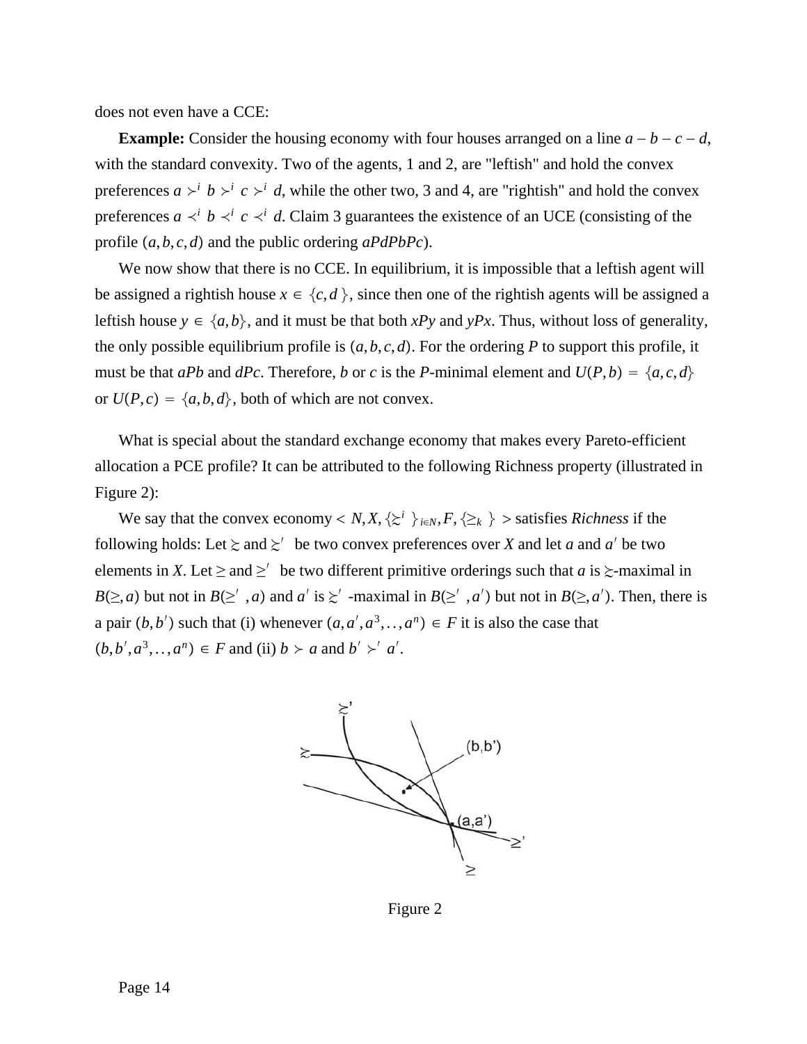does not even have a CCE:

**Example:** Consider the housing economy with four houses arranged on a line $a - b - c - d$, with the standard convexity. Two of the agents, 1 and 2, are "leftish" and hold the convex preferences $a \succ^i b \succ^i c \succ^i d$, while the other two, 3 and 4, are "rightish" and hold the convex preferences $a \prec^i b \prec^i c \prec^i d$. Claim 3 guarantees the existence of an UCE (consisting of the profile $(a,b,c,d)$ and the public ordering $aPdPbPc$).

We now show that there is no CCE. In equilibrium, it is impossible that a leftish agent will be assigned a rightish house $x \in \{c,d\}$, since then one of the rightish agents will be assigned a leftish house $y \in \{a,b\}$, and it must be that both $xPy$ and $yPx$. Thus, without loss of generality, the only possible equilibrium profile is $(a,b,c,d)$. For the ordering $P$ to support this profile, it must be that $aPb$ and $dPc$. Therefore, $b$ or $c$ is the $P$-minimal element and $U(P,b) = \{a,c,d\}$ or $U(P,c) = \{a,b,d\}$, both of which are not convex.

What is special about the standard exchange economy that makes every Pareto-efficient allocation a PCE profile? It can be attributed to the following Richness property (illustrated in Figure 2):

We say that the convex economy $< N, X, \{\succsim^i\}_{i \in N}, F, \{\geq_k\} >$ satisfies *Richness* if the following holds: Let $\succsim$ and $\succsim'$ be two convex preferences over $X$ and let $a$ and $a'$ be two elements in $X$. Let $\geq$ and $\geq'$ be two different primitive orderings such that $a$ is $\succsim$-maximal in $B(\geq, a)$ but not in $B(\geq', a)$ and $a'$ is $\succsim'$-maximal in $B(\geq', a')$ but not in $B(\geq, a')$. Then, there is a pair $(b,b')$ such that (i) whenever $(a,a',a^3,\ldots,a^n) \in F$ it is also the case that $(b,b',a^3,\ldots,a^n) \in F$ and (ii) $b \succ a$ and $b' \succ' a'$.

Figure 2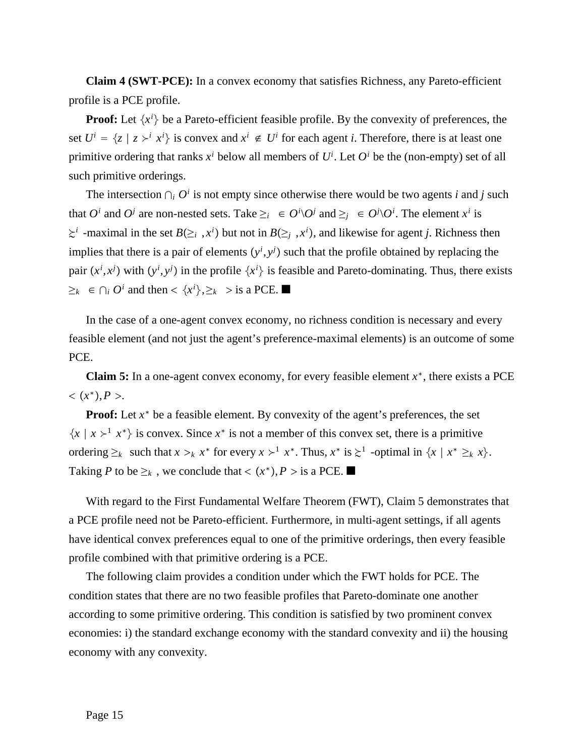**Claim 4 (SWT-PCE):** In a convex economy that satisfies Richness, any Pareto-efficient profile is a PCE profile.

**Proof:** Let $\{x^i\}$ be a Pareto-efficient feasible profile. By the convexity of preferences, the set $U^i = \{z \mid z \succ^i x^i\}$ is convex and $x^i \notin U^i$ for each agent *i*. Therefore, there is at least one primitive ordering that ranks $x^i$ below all members of $U^i$. Let $O^i$ be the (non-empty) set of all such primitive orderings.

The intersection $\cap_i O^i$ is not empty since otherwise there would be two agents *i* and *j* such that $O^i$ and $O^j$ are non-nested sets. Take $\geq_i \in O^i \backslash O^j$ and $\geq_j \in O^j \backslash O^i$. The element $x^i$ is $\succsim^i$ -maximal in the set $B(\geq_i, x^i)$ but not in $B(\geq_j, x^i)$, and likewise for agent *j*. Richness then implies that there is a pair of elements $(y^i, y^j)$ such that the profile obtained by replacing the pair $(x^i, x^j)$ with $(y^i, y^j)$ in the profile $\{x^i\}$ is feasible and Pareto-dominating. Thus, there exists $\geq_k \in \cap_i O^i$ and then $< \{x^i\}, \geq_k >$ is a PCE. ■

In the case of a one-agent convex economy, no richness condition is necessary and every feasible element (and not just the agent's preference-maximal elements) is an outcome of some PCE.

**Claim 5:** In a one-agent convex economy, for every feasible element $x^*$, there exists a PCE $< (x^*), P >$.

**Proof:** Let $x^*$ be a feasible element. By convexity of the agent's preferences, the set $\{x \mid x \succ^1 x^*\}$ is convex. Since $x^*$ is not a member of this convex set, there is a primitive ordering $\geq_k$ such that $x >_k x^*$ for every $x \succ^1 x^*$. Thus, $x^*$ is $\succsim^1$ -optimal in $\{x \mid x^* \geq_k x\}$. Taking $P$ to be $\geq_k$, we conclude that $< (x^*), P >$ is a PCE. ■

With regard to the First Fundamental Welfare Theorem (FWT), Claim 5 demonstrates that a PCE profile need not be Pareto-efficient. Furthermore, in multi-agent settings, if all agents have identical convex preferences equal to one of the primitive orderings, then every feasible profile combined with that primitive ordering is a PCE.

The following claim provides a condition under which the FWT holds for PCE. The condition states that there are no two feasible profiles that Pareto-dominate one another according to some primitive ordering. This condition is satisfied by two prominent convex economies: i) the standard exchange economy with the standard convexity and ii) the housing economy with any convexity.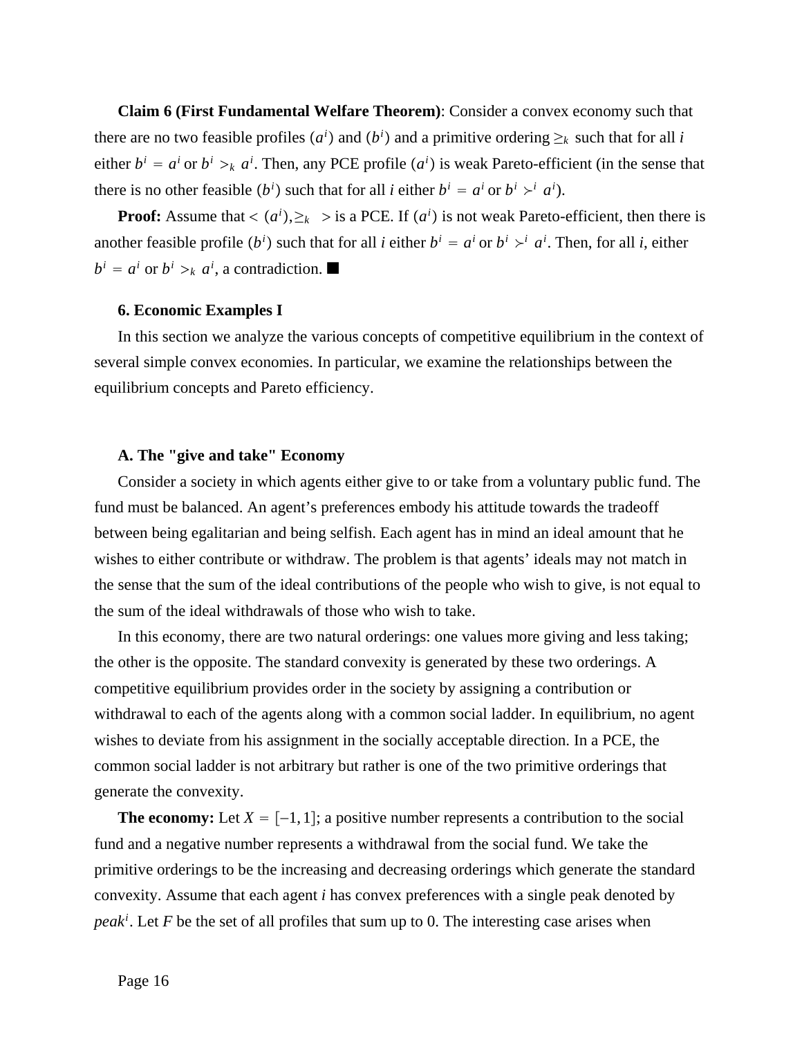**Claim 6 (First Fundamental Welfare Theorem)**: Consider a convex economy such that there are no two feasible profiles $(a^i)$ and $(b^i)$ and a primitive ordering $\geq_k$ such that for all $i$ either $b^i = a^i$ or $b^i >_k a^i$. Then, any PCE profile $(a^i)$ is weak Pareto-efficient (in the sense that there is no other feasible $(b^i)$ such that for all $i$ either $b^i = a^i$ or $b^i \succ^i a^i$).

**Proof:** Assume that $< (a^i), \geq_k >$ is a PCE. If $(a^i)$ is not weak Pareto-efficient, then there is another feasible profile $(b^i)$ such that for all $i$ either $b^i = a^i$ or $b^i \succ^i a^i$. Then, for all $i$, either $b^i = a^i$ or $b^i >_k a^i$, a contradiction. ■

### 6. Economic Examples I

In this section we analyze the various concepts of competitive equilibrium in the context of several simple convex economies. In particular, we examine the relationships between the equilibrium concepts and Pareto efficiency.

#### A. The "give and take" Economy

Consider a society in which agents either give to or take from a voluntary public fund. The fund must be balanced. An agent's preferences embody his attitude towards the tradeoff between being egalitarian and being selfish. Each agent has in mind an ideal amount that he wishes to either contribute or withdraw. The problem is that agents' ideals may not match in the sense that the sum of the ideal contributions of the people who wish to give, is not equal to the sum of the ideal withdrawals of those who wish to take.

In this economy, there are two natural orderings: one values more giving and less taking; the other is the opposite. The standard convexity is generated by these two orderings. A competitive equilibrium provides order in the society by assigning a contribution or withdrawal to each of the agents along with a common social ladder. In equilibrium, no agent wishes to deviate from his assignment in the socially acceptable direction. In a PCE, the common social ladder is not arbitrary but rather is one of the two primitive orderings that generate the convexity.

**The economy:** Let $X = [-1, 1]$; a positive number represents a contribution to the social fund and a negative number represents a withdrawal from the social fund. We take the primitive orderings to be the increasing and decreasing orderings which generate the standard convexity. Assume that each agent $i$ has convex preferences with a single peak denoted by $peak^i$. Let $F$ be the set of all profiles that sum up to 0. The interesting case arises when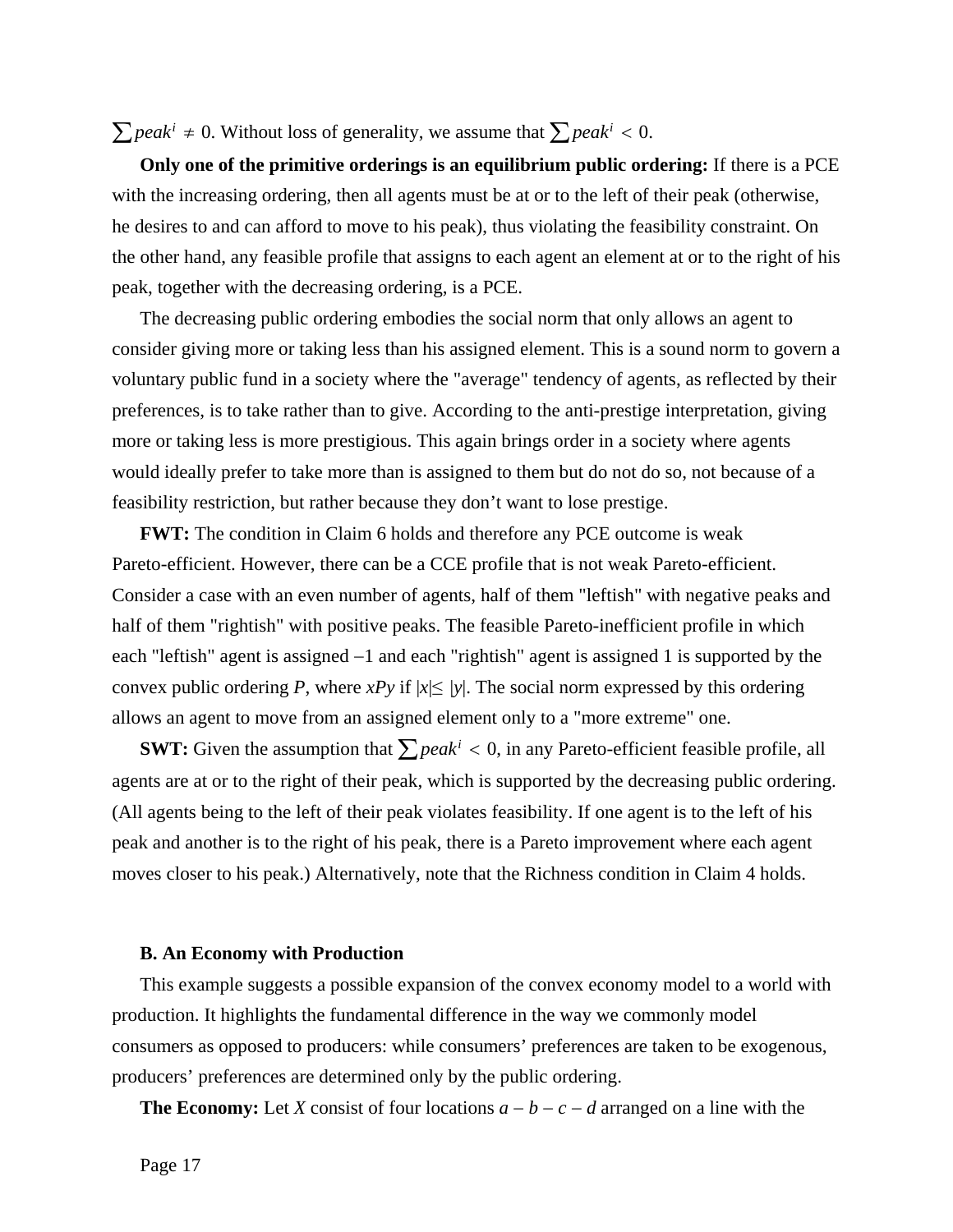$\sum peak^i \neq 0$. Without loss of generality, we assume that $\sum peak^i < 0$.

**Only one of the primitive orderings is an equilibrium public ordering:** If there is a PCE with the increasing ordering, then all agents must be at or to the left of their peak (otherwise, he desires to and can afford to move to his peak), thus violating the feasibility constraint. On the other hand, any feasible profile that assigns to each agent an element at or to the right of his peak, together with the decreasing ordering, is a PCE.

The decreasing public ordering embodies the social norm that only allows an agent to consider giving more or taking less than his assigned element. This is a sound norm to govern a voluntary public fund in a society where the "average" tendency of agents, as reflected by their preferences, is to take rather than to give. According to the anti-prestige interpretation, giving more or taking less is more prestigious. This again brings order in a society where agents would ideally prefer to take more than is assigned to them but do not do so, not because of a feasibility restriction, but rather because they don't want to lose prestige.

**FWT:** The condition in Claim 6 holds and therefore any PCE outcome is weak Pareto-efficient. However, there can be a CCE profile that is not weak Pareto-efficient. Consider a case with an even number of agents, half of them "leftish" with negative peaks and half of them "rightish" with positive peaks. The feasible Pareto-inefficient profile in which each "leftish" agent is assigned $-1$ and each "rightish" agent is assigned 1 is supported by the convex public ordering $P$, where $xPy$ if $|x| \leq |y|$. The social norm expressed by this ordering allows an agent to move from an assigned element only to a "more extreme" one.

**SWT:** Given the assumption that $\sum peak^i < 0$, in any Pareto-efficient feasible profile, all agents are at or to the right of their peak, which is supported by the decreasing public ordering. (All agents being to the left of their peak violates feasibility. If one agent is to the left of his peak and another is to the right of his peak, there is a Pareto improvement where each agent moves closer to his peak.) Alternatively, note that the Richness condition in Claim 4 holds.

### B. An Economy with Production

This example suggests a possible expansion of the convex economy model to a world with production. It highlights the fundamental difference in the way we commonly model consumers as opposed to producers: while consumers' preferences are taken to be exogenous, producers' preferences are determined only by the public ordering.

**The Economy:** Let $X$ consist of four locations $a - b - c - d$ arranged on a line with the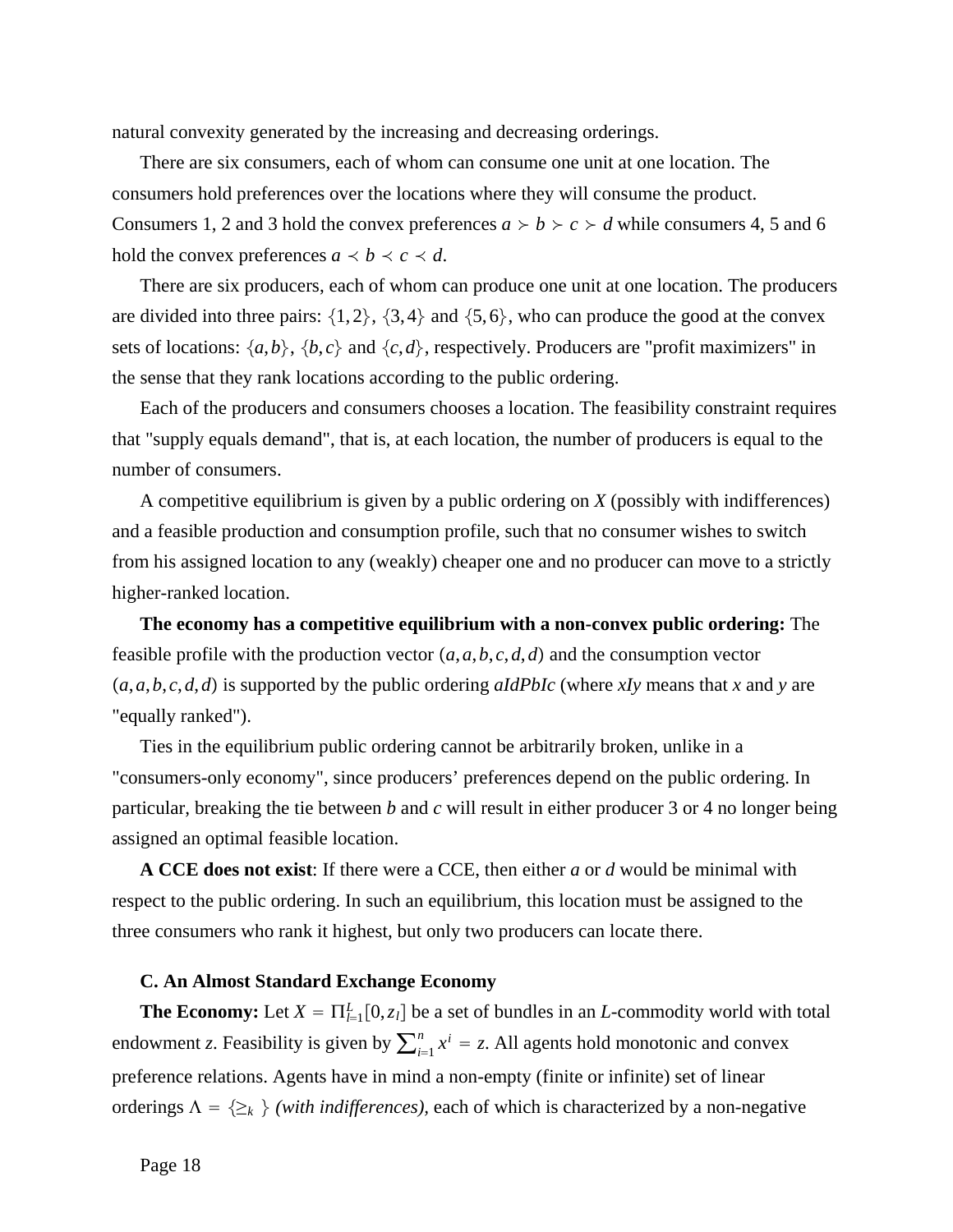natural convexity generated by the increasing and decreasing orderings.

There are six consumers, each of whom can consume one unit at one location. The consumers hold preferences over the locations where they will consume the product. Consumers 1, 2 and 3 hold the convex preferences $a \succ b \succ c \succ d$ while consumers 4, 5 and 6 hold the convex preferences $a \prec b \prec c \prec d$.

There are six producers, each of whom can produce one unit at one location. The producers are divided into three pairs: $\{1,2\}$, $\{3,4\}$ and $\{5,6\}$, who can produce the good at the convex sets of locations: $\{a,b\}$, $\{b,c\}$ and $\{c,d\}$, respectively. Producers are "profit maximizers" in the sense that they rank locations according to the public ordering.

Each of the producers and consumers chooses a location. The feasibility constraint requires that "supply equals demand", that is, at each location, the number of producers is equal to the number of consumers.

A competitive equilibrium is given by a public ordering on $X$ (possibly with indifferences) and a feasible production and consumption profile, such that no consumer wishes to switch from his assigned location to any (weakly) cheaper one and no producer can move to a strictly higher-ranked location.

**The economy has a competitive equilibrium with a non-convex public ordering:** The feasible profile with the production vector $(a,a,b,c,d,d)$ and the consumption vector $(a,a,b,c,d,d)$ is supported by the public ordering $aIdPbIc$ (where $xIy$ means that $x$ and $y$ are "equally ranked").

Ties in the equilibrium public ordering cannot be arbitrarily broken, unlike in a "consumers-only economy", since producers' preferences depend on the public ordering. In particular, breaking the tie between $b$ and $c$ will result in either producer 3 or 4 no longer being assigned an optimal feasible location.

**A CCE does not exist**: If there were a CCE, then either $a$ or $d$ would be minimal with respect to the public ordering. In such an equilibrium, this location must be assigned to the three consumers who rank it highest, but only two producers can locate there.

### C. An Almost Standard Exchange Economy

**The Economy:** Let $X = \Pi_{l=1}^{L}[0,z_l]$ be a set of bundles in an $L$-commodity world with total endowment $z$. Feasibility is given by $\sum_{i=1}^{n} x^i = z$. All agents hold monotonic and convex preference relations. Agents have in mind a non-empty (finite or infinite) set of linear orderings $\Lambda = \{\geq_k\}$ *(with indifferences)*, each of which is characterized by a non-negative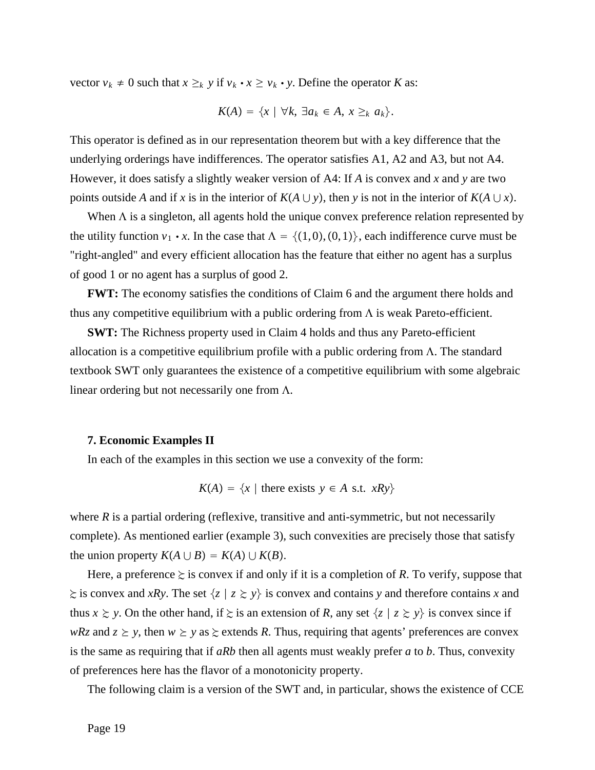vector $v_k \neq 0$ such that $x \geq_k y$ if $v_k \cdot x \geq v_k \cdot y$. Define the operator $K$ as:

$$K(A) = \{x \mid \forall k, \exists a_k \in A, x \geq_k a_k\}.$$

This operator is defined as in our representation theorem but with a key difference that the underlying orderings have indifferences. The operator satisfies A1, A2 and A3, but not A4. However, it does satisfy a slightly weaker version of A4: If $A$ is convex and $x$ and $y$ are two points outside $A$ and if $x$ is in the interior of $K(A \cup y)$, then $y$ is not in the interior of $K(A \cup x)$.

When $\Lambda$ is a singleton, all agents hold the unique convex preference relation represented by the utility function $v_1 \cdot x$. In the case that $\Lambda = \{(1,0),(0,1)\}$, each indifference curve must be "right-angled" and every efficient allocation has the feature that either no agent has a surplus of good 1 or no agent has a surplus of good 2.

**FWT:** The economy satisfies the conditions of Claim 6 and the argument there holds and thus any competitive equilibrium with a public ordering from $\Lambda$ is weak Pareto-efficient.

**SWT:** The Richness property used in Claim 4 holds and thus any Pareto-efficient allocation is a competitive equilibrium profile with a public ordering from $\Lambda$. The standard textbook SWT only guarantees the existence of a competitive equilibrium with some algebraic linear ordering but not necessarily one from $\Lambda$.

## 7. Economic Examples II

In each of the examples in this section we use a convexity of the form:

$$K(A) = \{x \mid \text{there exists } y \in A \text{ s.t. } xRy\}$$

where $R$ is a partial ordering (reflexive, transitive and anti-symmetric, but not necessarily complete). As mentioned earlier (example 3), such convexities are precisely those that satisfy the union property $K(A \cup B) = K(A) \cup K(B)$.

Here, a preference $\succsim$ is convex if and only if it is a completion of $R$. To verify, suppose that $\succsim$ is convex and $xRy$. The set $\{z \mid z \succsim y\}$ is convex and contains $y$ and therefore contains $x$ and thus $x \succsim y$. On the other hand, if $\succsim$ is an extension of $R$, any set $\{z \mid z \succsim y\}$ is convex since if $wRz$ and $z \succeq y$, then $w \succeq y$ as $\succsim$ extends $R$. Thus, requiring that agents' preferences are convex is the same as requiring that if $aRb$ then all agents must weakly prefer $a$ to $b$. Thus, convexity of preferences here has the flavor of a monotonicity property.

The following claim is a version of the SWT and, in particular, shows the existence of CCE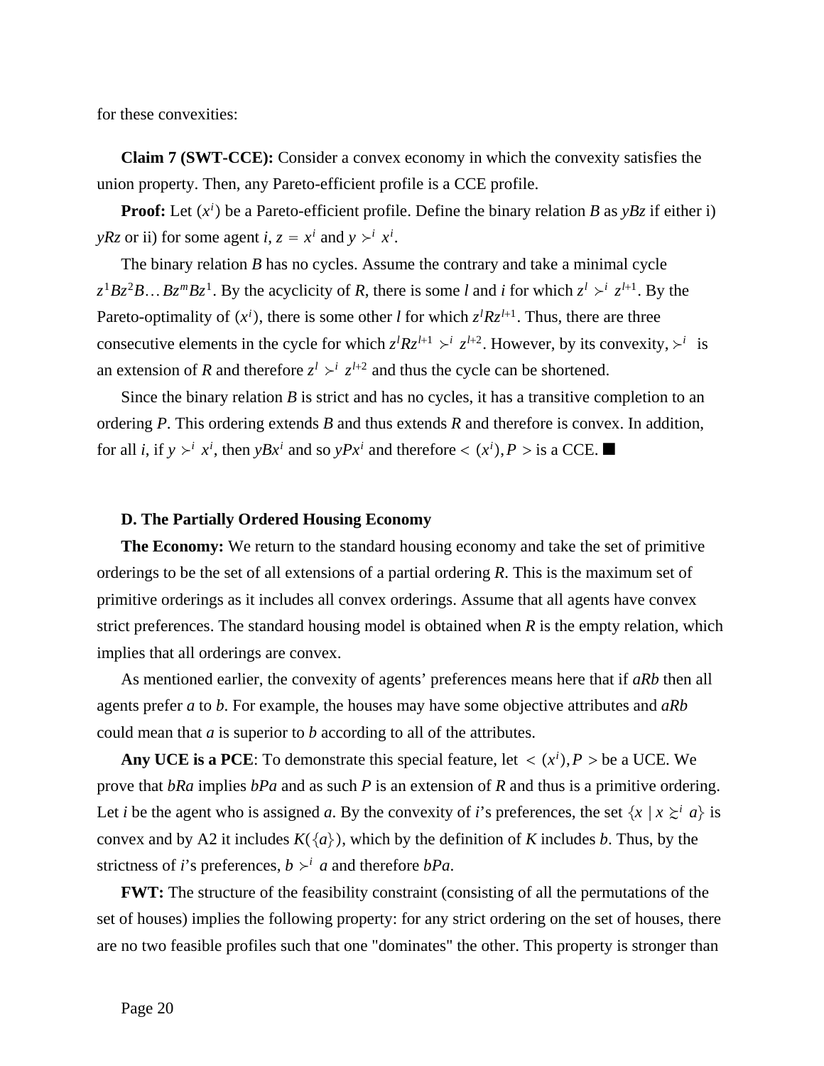for these convexities:

**Claim 7 (SWT-CCE):** Consider a convex economy in which the convexity satisfies the union property. Then, any Pareto-efficient profile is a CCE profile.

**Proof:** Let $(x^i)$ be a Pareto-efficient profile. Define the binary relation *B* as *yBz* if either i) *yRz* or ii) for some agent *i*, $z = x^i$ and $y \succ^i x^i$.

The binary relation *B* has no cycles. Assume the contrary and take a minimal cycle $z^1Bz^2B\ldots Bz^mBz^1$. By the acyclicity of *R*, there is some *l* and *i* for which $z^l \succ^i z^{l+1}$. By the Pareto-optimality of $(x^i)$, there is some other *l* for which $z^lRz^{l+1}$. Thus, there are three consecutive elements in the cycle for which $z^lRz^{l+1} \succ^i z^{l+2}$. However, by its convexity, $\succ^i$ is an extension of *R* and therefore $z^l \succ^i z^{l+2}$ and thus the cycle can be shortened.

Since the binary relation *B* is strict and has no cycles, it has a transitive completion to an ordering *P*. This ordering extends *B* and thus extends *R* and therefore is convex. In addition, for all *i*, if $y \succ^i x^i$, then $yBx^i$ and so $yPx^i$ and therefore $< (x^i), P >$ is a CCE. ■

**D. The Partially Ordered Housing Economy**

**The Economy:** We return to the standard housing economy and take the set of primitive orderings to be the set of all extensions of a partial ordering *R*. This is the maximum set of primitive orderings as it includes all convex orderings. Assume that all agents have convex strict preferences. The standard housing model is obtained when *R* is the empty relation, which implies that all orderings are convex.

As mentioned earlier, the convexity of agents' preferences means here that if *aRb* then all agents prefer *a* to *b*. For example, the houses may have some objective attributes and *aRb* could mean that *a* is superior to *b* according to all of the attributes.

**Any UCE is a PCE**: To demonstrate this special feature, let $< (x^i), P >$ be a UCE. We prove that *bRa* implies *bPa* and as such *P* is an extension of *R* and thus is a primitive ordering. Let *i* be the agent who is assigned *a*. By the convexity of *i*'s preferences, the set $\{x \mid x \succsim^i a\}$ is convex and by A2 it includes $K(\{a\})$, which by the definition of *K* includes *b*. Thus, by the strictness of *i*'s preferences, $b \succ^i a$ and therefore *bPa*.

**FWT:** The structure of the feasibility constraint (consisting of all the permutations of the set of houses) implies the following property: for any strict ordering on the set of houses, there are no two feasible profiles such that one "dominates" the other. This property is stronger than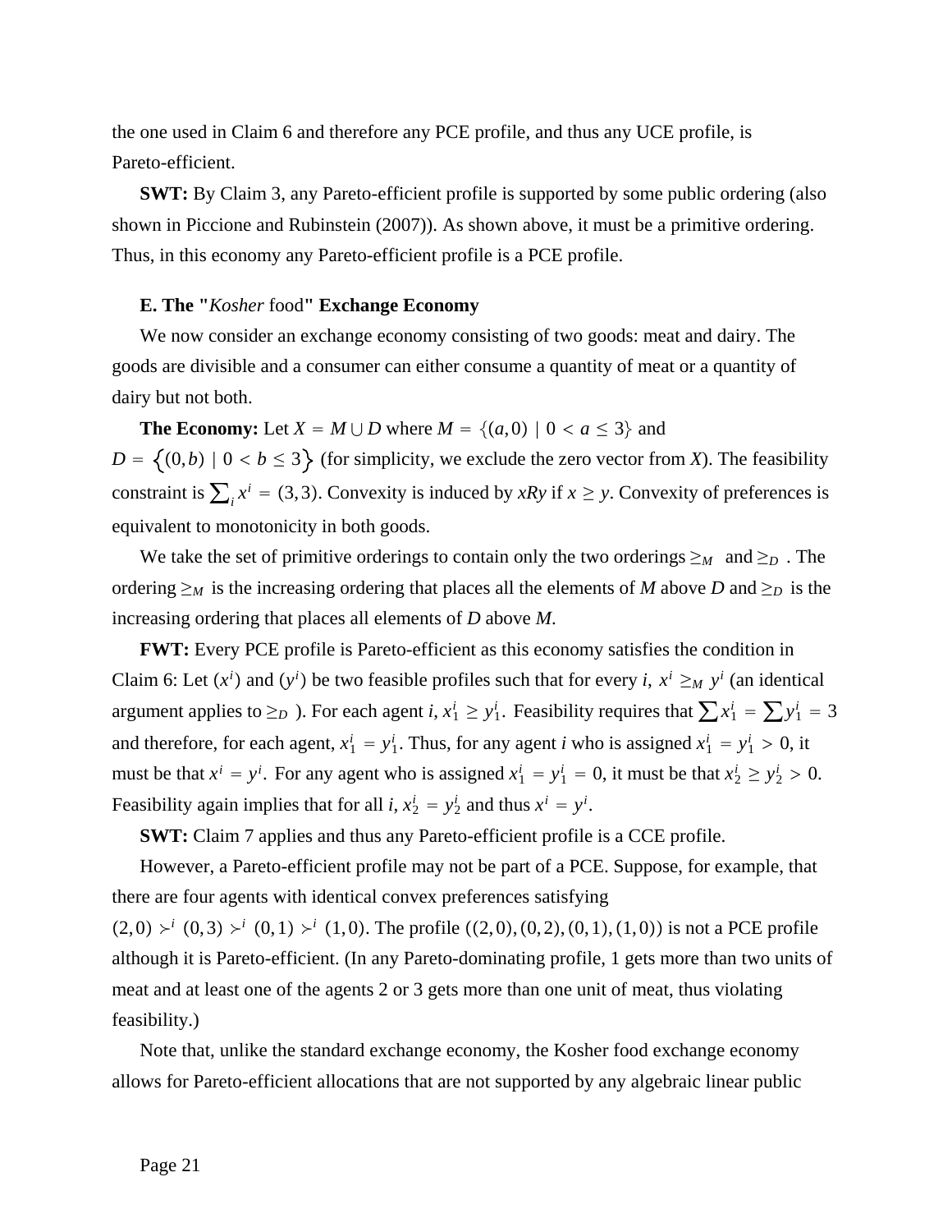the one used in Claim 6 and therefore any PCE profile, and thus any UCE profile, is Pareto-efficient.

**SWT:** By Claim 3, any Pareto-efficient profile is supported by some public ordering (also shown in Piccione and Rubinstein (2007)). As shown above, it must be a primitive ordering. Thus, in this economy any Pareto-efficient profile is a PCE profile.

**E. The "*Kosher* food" Exchange Economy**

We now consider an exchange economy consisting of two goods: meat and dairy. The goods are divisible and a consumer can either consume a quantity of meat or a quantity of dairy but not both.

**The Economy:** Let $X = M \cup D$ where $M = \{(a,0) \mid 0 < a \leq 3\}$ and $D = \{(0,b) \mid 0 < b \leq 3\}$ (for simplicity, we exclude the zero vector from $X$). The feasibility constraint is $\sum_i x^i = (3,3)$. Convexity is induced by $xRy$ if $x \geq y$. Convexity of preferences is equivalent to monotonicity in both goods.

We take the set of primitive orderings to contain only the two orderings $\geq_M$ and $\geq_D$. The ordering $\geq_M$ is the increasing ordering that places all the elements of $M$ above $D$ and $\geq_D$ is the increasing ordering that places all elements of $D$ above $M$.

**FWT:** Every PCE profile is Pareto-efficient as this economy satisfies the condition in Claim 6: Let $(x^i)$ and $(y^i)$ be two feasible profiles such that for every $i$, $x^i \geq_M y^i$ (an identical argument applies to $\geq_D$). For each agent $i$, $x_1^i \geq y_1^i$. Feasibility requires that $\sum x_1^i = \sum y_1^i = 3$ and therefore, for each agent, $x_1^i = y_1^i$. Thus, for any agent $i$ who is assigned $x_1^i = y_1^i > 0$, it must be that $x^i = y^i$. For any agent who is assigned $x_1^i = y_1^i = 0$, it must be that $x_2^i \geq y_2^i > 0$. Feasibility again implies that for all $i$, $x_2^i = y_2^i$ and thus $x^i = y^i$.

**SWT:** Claim 7 applies and thus any Pareto-efficient profile is a CCE profile.

However, a Pareto-efficient profile may not be part of a PCE. Suppose, for example, that there are four agents with identical convex preferences satisfying $(2,0) \succ^i (0,3) \succ^i (0,1) \succ^i (1,0)$. The profile $((2,0),(0,2),(0,1),(1,0))$ is not a PCE profile although it is Pareto-efficient. (In any Pareto-dominating profile, 1 gets more than two units of meat and at least one of the agents 2 or 3 gets more than one unit of meat, thus violating feasibility.)

Note that, unlike the standard exchange economy, the Kosher food exchange economy allows for Pareto-efficient allocations that are not supported by any algebraic linear public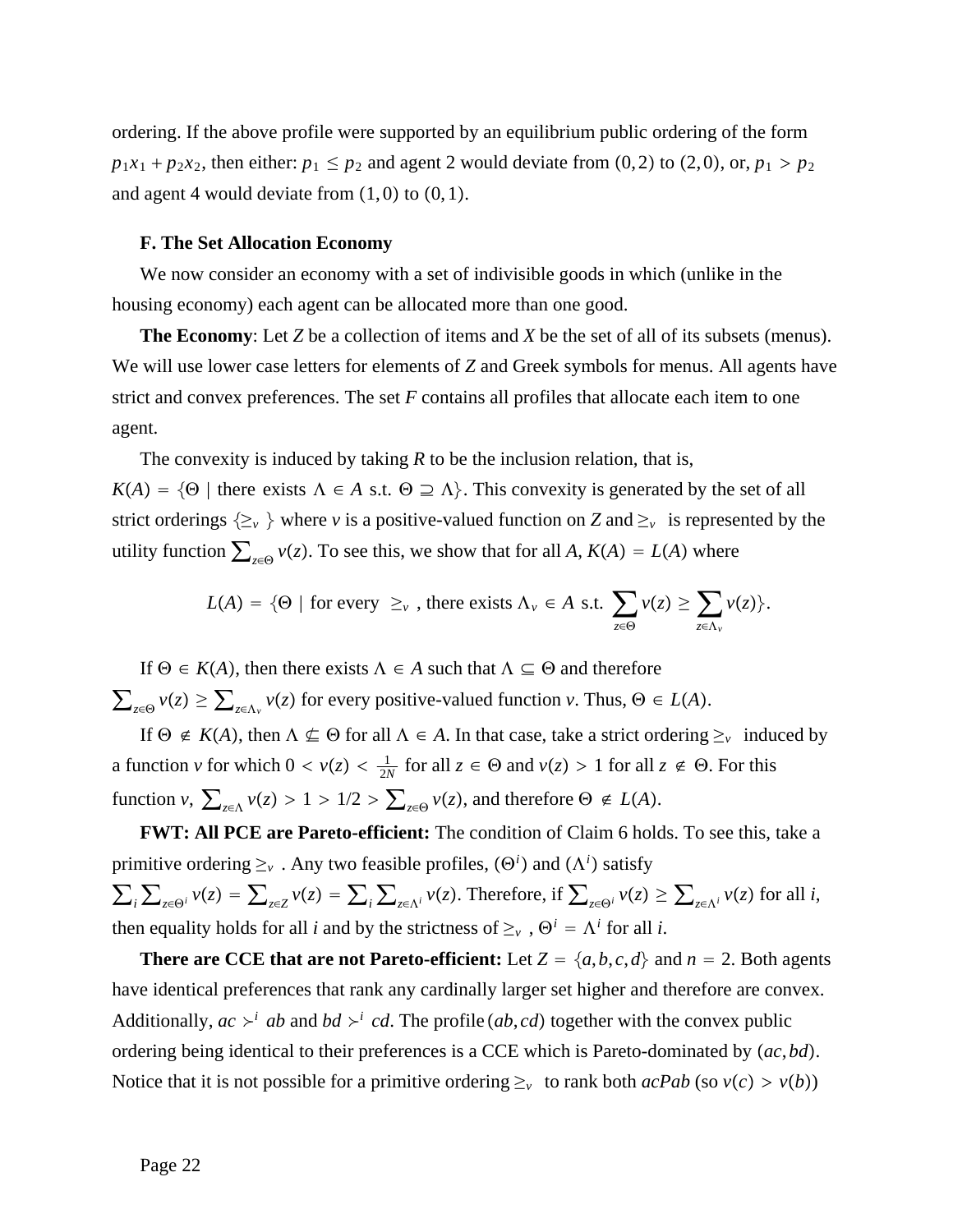ordering. If the above profile were supported by an equilibrium public ordering of the form $p_1x_1 + p_2x_2$, then either: $p_1 \leq p_2$ and agent 2 would deviate from $(0,2)$ to $(2,0)$, or, $p_1 > p_2$ and agent 4 would deviate from $(1,0)$ to $(0,1)$.

### F. The Set Allocation Economy

We now consider an economy with a set of indivisible goods in which (unlike in the housing economy) each agent can be allocated more than one good.

**The Economy**: Let $Z$ be a collection of items and $X$ be the set of all of its subsets (menus). We will use lower case letters for elements of $Z$ and Greek symbols for menus. All agents have strict and convex preferences. The set $F$ contains all profiles that allocate each item to one agent.

The convexity is induced by taking $R$ to be the inclusion relation, that is, $K(A) = \{\Theta \mid \text{there exists } \Lambda \in A \text{ s.t. } \Theta \supseteq \Lambda\}$. This convexity is generated by the set of all strict orderings $\{\geq_v\}$ where $v$ is a positive-valued function on $Z$ and $\geq_v$ is represented by the utility function $\sum_{z\in\Theta} v(z)$. To see this, we show that for all $A$, $K(A) = L(A)$ where

$$L(A) = \{\Theta \mid \text{for every } \geq_v \text{, there exists } \Lambda_v \in A \text{ s.t. } \sum_{z\in\Theta} v(z) \geq \sum_{z\in\Lambda_v} v(z)\}.$$

If $\Theta \in K(A)$, then there exists $\Lambda \in A$ such that $\Lambda \subseteq \Theta$ and therefore $\sum_{z\in\Theta} v(z) \geq \sum_{z\in\Lambda_v} v(z)$ for every positive-valued function $v$. Thus, $\Theta \in L(A)$.

If $\Theta \notin K(A)$, then $\Lambda \not\subseteq \Theta$ for all $\Lambda \in A$. In that case, take a strict ordering $\geq_v$ induced by a function $v$ for which $0 < v(z) < \frac{1}{2N}$ for all $z \in \Theta$ and $v(z) > 1$ for all $z \notin \Theta$. For this function $v$, $\sum_{z\in\Lambda} v(z) > 1 > 1/2 > \sum_{z\in\Theta} v(z)$, and therefore $\Theta \notin L(A)$.

**FWT: All PCE are Pareto-efficient:** The condition of Claim 6 holds. To see this, take a primitive ordering $\geq_v$. Any two feasible profiles, $(\Theta^i)$ and $(\Lambda^i)$ satisfy $\sum_i \sum_{z\in\Theta^i} v(z) = \sum_{z\in Z} v(z) = \sum_i \sum_{z\in\Lambda^i} v(z)$. Therefore, if $\sum_{z\in\Theta^i} v(z) \geq \sum_{z\in\Lambda^i} v(z)$ for all $i$, then equality holds for all $i$ and by the strictness of $\geq_v$, $\Theta^i = \Lambda^i$ for all $i$.

**There are CCE that are not Pareto-efficient:** Let $Z = \{a,b,c,d\}$ and $n = 2$. Both agents have identical preferences that rank any cardinally larger set higher and therefore are convex. Additionally, $ac \succ^i ab$ and $bd \succ^i cd$. The profile $(ab,cd)$ together with the convex public ordering being identical to their preferences is a CCE which is Pareto-dominated by $(ac,bd)$. Notice that it is not possible for a primitive ordering $\geq_v$ to rank both $acPab$ (so $v(c) > v(b)$)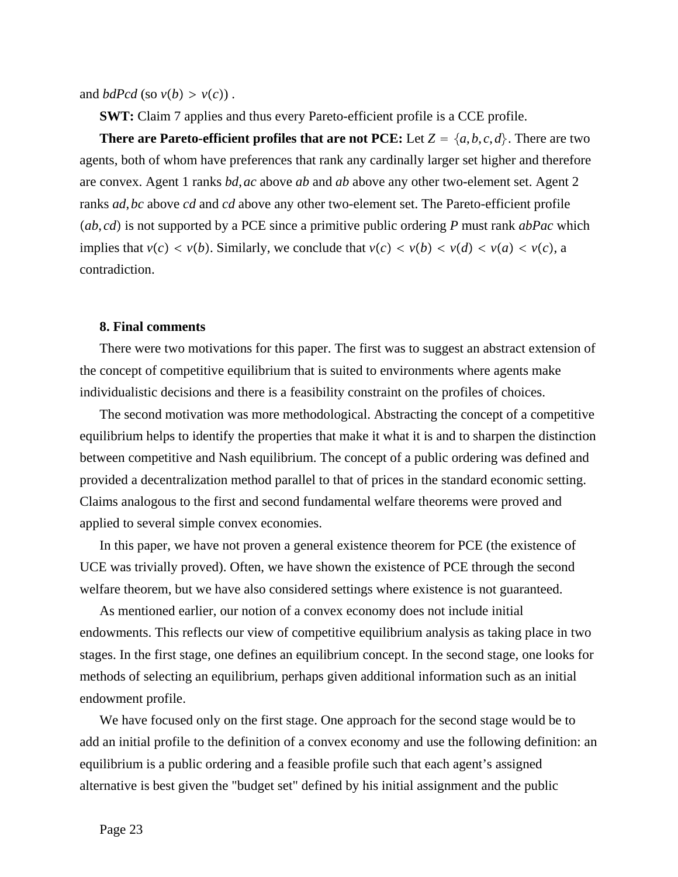and $bdPcd$ (so $v(b) > v(c)$) .

**SWT:** Claim 7 applies and thus every Pareto-efficient profile is a CCE profile.

**There are Pareto-efficient profiles that are not PCE:** Let $Z = \{a,b,c,d\}$. There are two agents, both of whom have preferences that rank any cardinally larger set higher and therefore are convex. Agent 1 ranks $bd, ac$ above $ab$ and $ab$ above any other two-element set. Agent 2 ranks $ad, bc$ above $cd$ and $cd$ above any other two-element set. The Pareto-efficient profile $(ab, cd)$ is not supported by a PCE since a primitive public ordering $P$ must rank $abPac$ which implies that $v(c) < v(b)$. Similarly, we conclude that $v(c) < v(b) < v(d) < v(a) < v(c)$, a contradiction.

## 8. Final comments

There were two motivations for this paper. The first was to suggest an abstract extension of the concept of competitive equilibrium that is suited to environments where agents make individualistic decisions and there is a feasibility constraint on the profiles of choices.

The second motivation was more methodological. Abstracting the concept of a competitive equilibrium helps to identify the properties that make it what it is and to sharpen the distinction between competitive and Nash equilibrium. The concept of a public ordering was defined and provided a decentralization method parallel to that of prices in the standard economic setting. Claims analogous to the first and second fundamental welfare theorems were proved and applied to several simple convex economies.

In this paper, we have not proven a general existence theorem for PCE (the existence of UCE was trivially proved). Often, we have shown the existence of PCE through the second welfare theorem, but we have also considered settings where existence is not guaranteed.

As mentioned earlier, our notion of a convex economy does not include initial endowments. This reflects our view of competitive equilibrium analysis as taking place in two stages. In the first stage, one defines an equilibrium concept. In the second stage, one looks for methods of selecting an equilibrium, perhaps given additional information such as an initial endowment profile.

We have focused only on the first stage. One approach for the second stage would be to add an initial profile to the definition of a convex economy and use the following definition: an equilibrium is a public ordering and a feasible profile such that each agent's assigned alternative is best given the "budget set" defined by his initial assignment and the public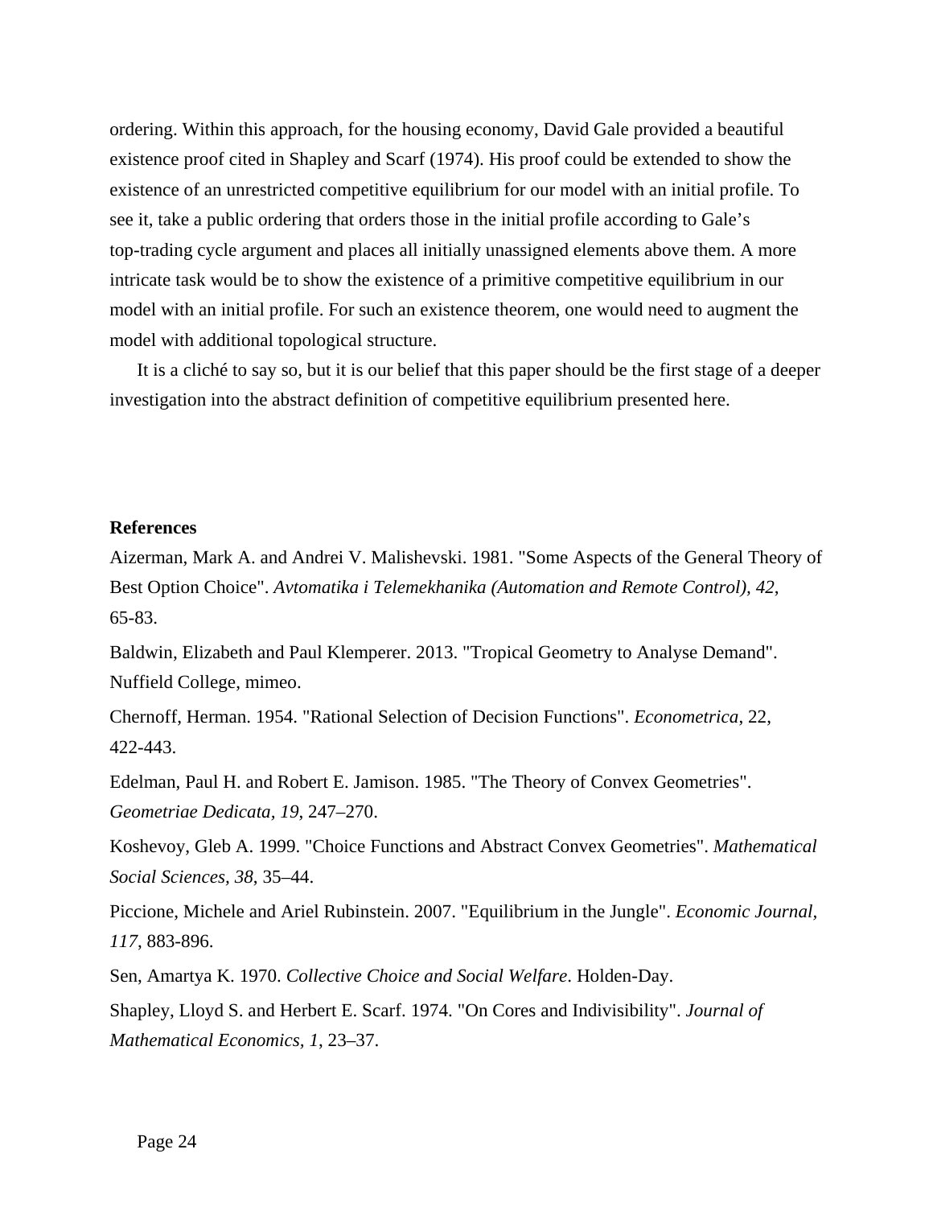ordering. Within this approach, for the housing economy, David Gale provided a beautiful existence proof cited in Shapley and Scarf (1974). His proof could be extended to show the existence of an unrestricted competitive equilibrium for our model with an initial profile. To see it, take a public ordering that orders those in the initial profile according to Gale's top-trading cycle argument and places all initially unassigned elements above them. A more intricate task would be to show the existence of a primitive competitive equilibrium in our model with an initial profile. For such an existence theorem, one would need to augment the model with additional topological structure.

It is a cliché to say so, but it is our belief that this paper should be the first stage of a deeper investigation into the abstract definition of competitive equilibrium presented here.

**References**

Aizerman, Mark A. and Andrei V. Malishevski. 1981. "Some Aspects of the General Theory of Best Option Choice". *Avtomatika i Telemekhanika (Automation and Remote Control), 42*, 65-83.

Baldwin, Elizabeth and Paul Klemperer. 2013. "Tropical Geometry to Analyse Demand". Nuffield College, mimeo.

Chernoff, Herman. 1954. "Rational Selection of Decision Functions". *Econometrica*, 22, 422-443.

Edelman, Paul H. and Robert E. Jamison. 1985. "The Theory of Convex Geometries". *Geometriae Dedicata, 19*, 247–270.

Koshevoy, Gleb A. 1999. "Choice Functions and Abstract Convex Geometries". *Mathematical Social Sciences, 38*, 35–44.

Piccione, Michele and Ariel Rubinstein. 2007. "Equilibrium in the Jungle". *Economic Journal, 117*, 883-896.

Sen, Amartya K. 1970. *Collective Choice and Social Welfare*. Holden-Day.

Shapley, Lloyd S. and Herbert E. Scarf. 1974. "On Cores and Indivisibility". *Journal of Mathematical Economics, 1*, 23–37.